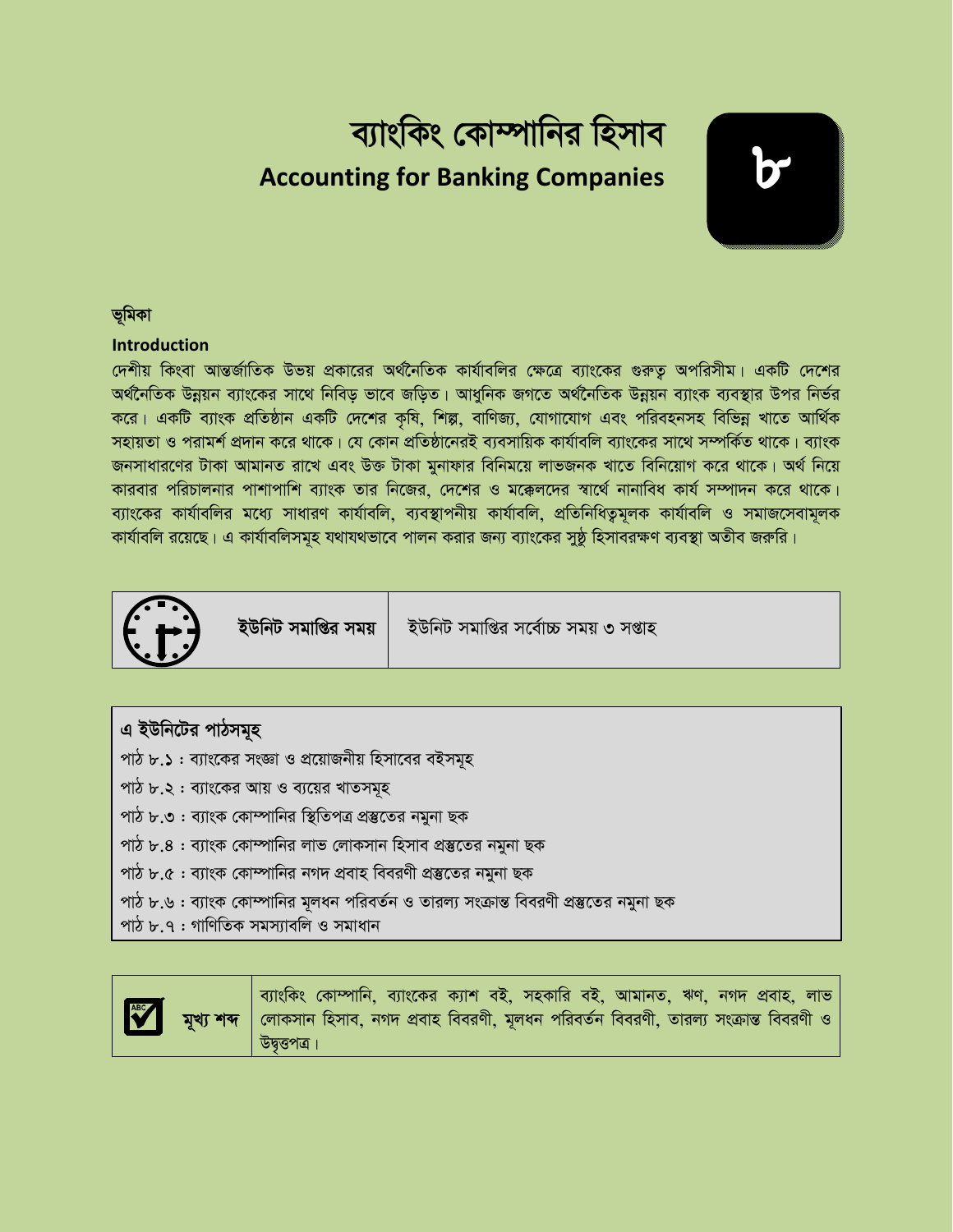# ব্যাংকিং কোম্পানির হিসাব

## Accounting for Banking Companies

৮

### ভূমিকা

**Introduction**

দেশীয় কিংবা আন্তর্জাতিক উভয় প্রকারের অর্থনৈতিক কার্যাবলির ক্ষেত্রে ব্যাংকের গুরুত্ব অপরিসীম। একটি দেশের অর্থনৈতিক উন্নয়ন ব্যাংকের সাথে নিবিড় ভাবে জড়িত। আধুনিক জগতে অর্থনৈতিক উন্নয়ন ব্যাংক ব্যবস্থার উপর নির্ভর করে। একটি ব্যাংক প্রতিষ্ঠান একটি দেশের কৃষি, শিল্প, বাণিজ্য, যোগাযোগ এবং পরিবহনসহ বিভিন্ন খাতে আর্থিক সহায়তা ও পরামর্শ প্রদান করে থাকে। যে কোন প্রতিষ্ঠানেরই ব্যবসায়িক কার্যাবলি ব্যাংকের সাথে সম্পর্কিত থাকে। ব্যাংক জনসাধারণের টাকা আমানত রাখে এবং উক্ত টাকা মুনাফার বিনিময়ে লাভজনক খাতে বিনিয়োগ করে থাকে। অর্থ নিয়ে কারবার পরিচালনার পাশাপাশি ব্যাংক তার নিজের, দেশের ও মক্কেলদের স্বার্থে নানাবিধ কার্য সম্পাদন করে থাকে। ব্যাংকের কার্যাবলির মধ্যে সাধারণ কার্যাবলি, ব্যবস্থাপনীয় কার্যাবলি, প্রতিনিধিত্বমূলক কার্যাবলি ও সমাজসেবামূলক কার্যাবলি রয়েছে। এ কার্যাবলিসমূহ যথাযথভাবে পালন করার জন্য ব্যাংকের সুষ্ঠু হিসাবরক্ষণ ব্যবস্থা অতীব জরুরি।

| **ইউনিট সমাপ্তির সময়** | ইউনিট সমাপ্তির সর্বোচ্চ সময় ৩ সপ্তাহ |
|---|---|

**এ ইউনিটের পাঠসমূহ**

পাঠ ৮.১ : ব্যাংকের সংজ্ঞা ও প্রয়োজনীয় হিসাবের বইসমূহ
পাঠ ৮.২ : ব্যাংকের আয় ও ব্যয়ের খাতসমূহ
পাঠ ৮.৩ : ব্যাংক কোম্পানির স্থিতিপত্র প্রস্তুতের নমুনা ছক
পাঠ ৮.৪ : ব্যাংক কোম্পানির লাভ লোকসান হিসাব প্রস্তুতের নমুনা ছক
পাঠ ৮.৫ : ব্যাংক কোম্পানির নগদ প্রবাহ বিবরণী প্রস্তুতের নমুনা ছক
পাঠ ৮.৬ : ব্যাংক কোম্পানির মূলধন পরিবর্তন ও তারল্য সংক্রান্ত বিবরণী প্রস্তুতের নমুনা ছক
পাঠ ৮.৭ : গাণিতিক সমস্যাবলি ও সমাধান

| **মূখ্য শব্দ** | ব্যাংকিং কোম্পানি, ব্যাংকের ক্যাশ বই, সহকারি বই, আমানত, ঋণ, নগদ প্রবাহ, লাভ লোকসান হিসাব, নগদ প্রবাহ বিবরণী, মূলধন পরিবর্তন বিবরণী, তারল্য সংক্রান্ত বিবরণী ও উদ্বৃত্তপত্র। |
|---|---|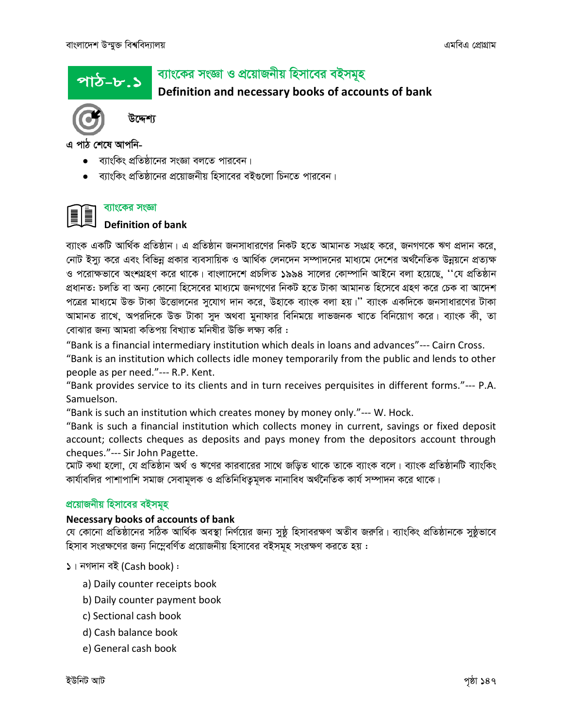# পাঠ-৮.১ ব্যাংকের সংজ্ঞা ও প্রয়োজনীয় হিসাবের বইসমূহ

## Definition and necessary books of accounts of bank

### উদ্দেশ্য

এ পাঠ শেষে আপনি-

- ব্যাংকিং প্রতিষ্ঠানের সংজ্ঞা বলতে পারবেন।
- ব্যাংকিং প্রতিষ্ঠানের প্রয়োজনীয় হিসাবের বইগুলো চিনতে পারবেন।

### ব্যাংকের সংজ্ঞা

### Definition of bank

ব্যাংক একটি আর্থিক প্রতিষ্ঠান। এ প্রতিষ্ঠান জনসাধারণের নিকট হতে আমানত সংগ্রহ করে, জনগণকে ঋণ প্রদান করে, নোট ইস্যু করে এবং বিভিন্ন প্রকার ব্যবসায়িক ও আর্থিক লেনদেন সম্পাদনের মাধ্যমে দেশের অর্থনৈতিক উন্নয়নে প্রত্যক্ষ ও পরোক্ষভাবে অংশগ্রহণ করে থাকে। বাংলাদেশে প্রচলিত ১৯৯৪ সালের কোম্পানি আইনে বলা হয়েছে, ''যে প্রতিষ্ঠান প্রধানত: চলতি বা অন্য কোনো হিসেবের মাধ্যমে জনগণের নিকট হতে টাকা আমানত হিসেবে গ্রহণ করে চেক বা আদেশ পত্রের মাধ্যমে উক্ত টাকা উত্তোলনের সুযোগ দান করে, উহাকে ব্যাংক বলা হয়।'' ব্যাংক একদিকে জনসাধারণের টাকা আমানত রাখে, অপরদিকে উক্ত টাকা সুদ অথবা মুনাফার বিনিময়ে লাভজনক খাতে বিনিয়োগ করে। ব্যাংক কী, তা বোঝার জন্য আমরা কতিপয় বিখ্যাত মনিষীর উক্তি লক্ষ্য করি :

"Bank is a financial intermediary institution which deals in loans and advances"--- Cairn Cross.

"Bank is an institution which collects idle money temporarily from the public and lends to other people as per need."--- R.P. Kent.

"Bank provides service to its clients and in turn receives perquisites in different forms."--- P.A. Samuelson.

"Bank is such an institution which creates money by money only."--- W. Hock.

"Bank is such a financial institution which collects money in current, savings or fixed deposit account; collects cheques as deposits and pays money from the depositors account through cheques."--- Sir John Pagette.

মোট কথা হলো, যে প্রতিষ্ঠান অর্থ ও ঋণের কারবারের সাথে জড়িত থাকে তাকে ব্যাংক বলে। ব্যাংক প্রতিষ্ঠানটি ব্যাংকিং কার্যাবলির পাশাপাশি সমাজ সেবামূলক ও প্রতিনিধিত্বমূলক নানাবিধ অর্থনৈতিক কার্য সম্পাদন করে থাকে।

### প্রয়োজনীয় হিসাবের বইসমূহ

**Necessary books of accounts of bank**

যে কোনো প্রতিষ্ঠানের সঠিক আর্থিক অবস্থা নির্ণয়ের জন্য সুষ্ঠ হিসাবরক্ষণ অতীব জরুরি। ব্যাংকিং প্রতিষ্ঠানকে সুষ্ঠভাবে হিসাব সংরক্ষণের জন্য নিম্নেবর্ণিত প্রয়োজনীয় হিসাবের বইসমূহ সংরক্ষণ করতে হয় :

১। নগদান বই (Cash book) :

a) Daily counter receipts book
b) Daily counter payment book
c) Sectional cash book
d) Cash balance book
e) General cash book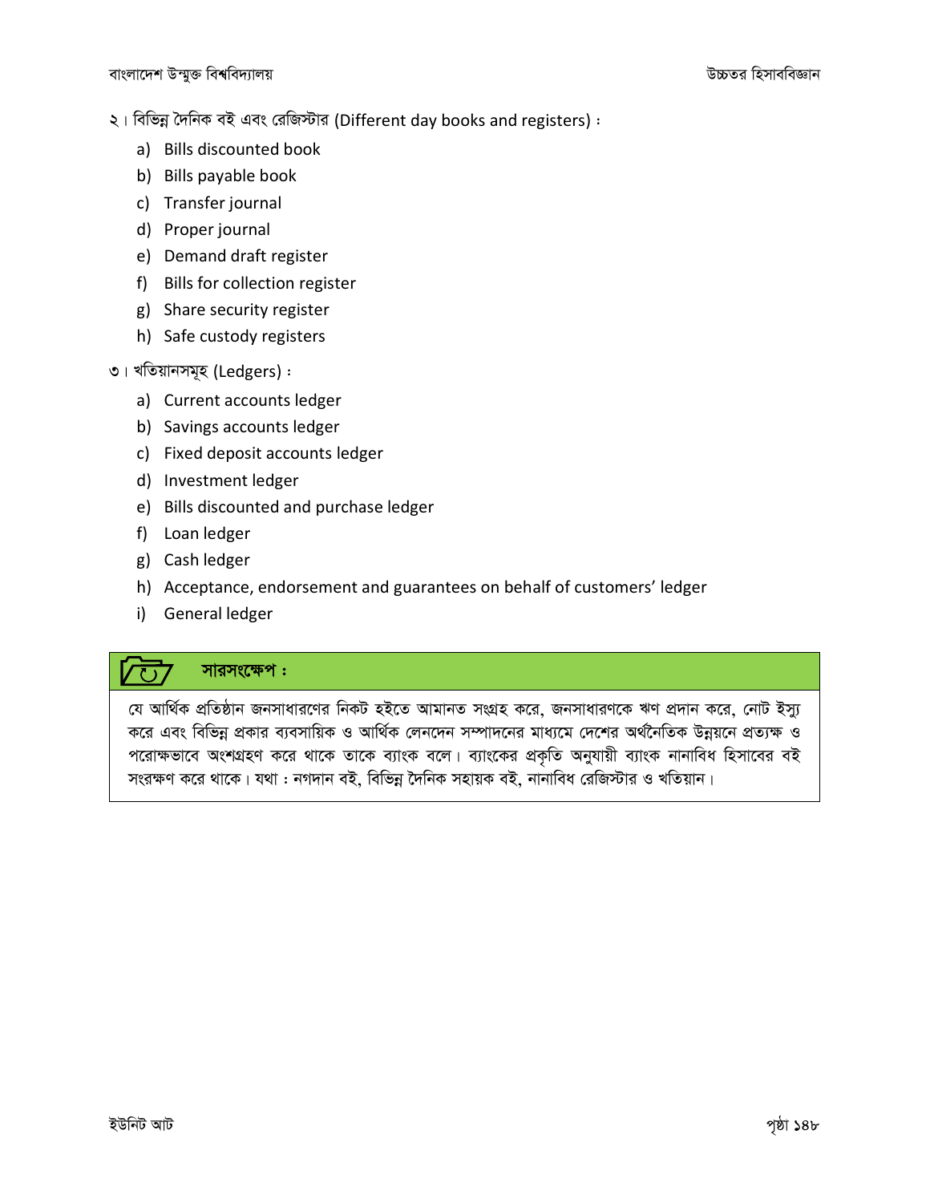২। বিভিন্ন দৈনিক বই এবং রেজিস্টার (Different day books and registers) :

a) Bills discounted book
b) Bills payable book
c) Transfer journal
d) Proper journal
e) Demand draft register
f) Bills for collection register
g) Share security register
h) Safe custody registers

৩। খতিয়ানসমূহ (Ledgers) :

a) Current accounts ledger
b) Savings accounts ledger
c) Fixed deposit accounts ledger
d) Investment ledger
e) Bills discounted and purchase ledger
f) Loan ledger
g) Cash ledger
h) Acceptance, endorsement and guarantees on behalf of customers' ledger
i) General ledger

**সারসংক্ষেপ :**

যে আর্থিক প্রতিষ্ঠান জনসাধারণের নিকট হইতে আমানত সংগ্রহ করে, জনসাধারণকে ঋণ প্রদান করে, নোট ইস্যু করে এবং বিভিন্ন প্রকার ব্যবসায়িক ও আর্থিক লেনদেন সম্পাদনের মাধ্যমে দেশের অর্থনৈতিক উন্নয়নে প্রত্যক্ষ ও পরোক্ষভাবে অংশগ্রহণ করে থাকে তাকে ব্যাংক বলে। ব্যাংকের প্রকৃতি অনুযায়ী ব্যাংক নানাবিধ হিসাবের বই সংরক্ষণ করে থাকে। যথা : নগদান বই, বিভিন্ন দৈনিক সহায়ক বই, নানাবিধ রেজিস্টার ও খতিয়ান।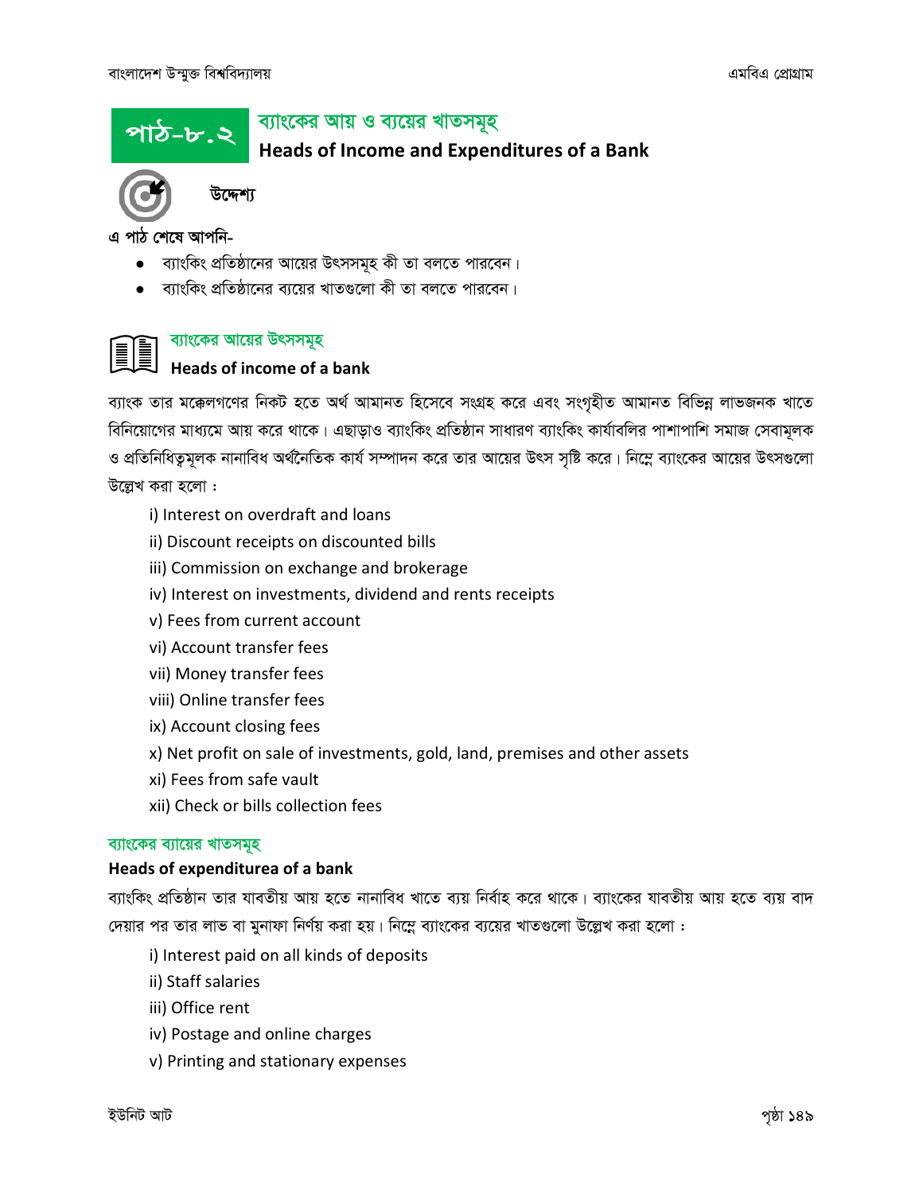## পাঠ-৮.২ ব্যাংকের আয় ও ব্যয়ের খাতসমূহ
## Heads of Income and Expenditures of a Bank

**উদ্দেশ্য**

**এ পাঠ শেষে আপনি-**

- ব্যাংকিং প্রতিষ্ঠানের আয়ের উৎসসমূহ কী তা বলতে পারবেন।
- ব্যাংকিং প্রতিষ্ঠানের ব্যয়ের খাতগুলো কী তা বলতে পারবেন।

### ব্যাংকের আয়ের উৎসসমূহ
### Heads of income of a bank

ব্যাংক তার মক্কেলগণের নিকট হতে অর্থ আমানত হিসেবে সংগ্রহ করে এবং সংগৃহীত আমানত বিভিন্ন লাভজনক খাতে বিনিয়োগের মাধ্যমে আয় করে থাকে। এছাড়াও ব্যাংকিং প্রতিষ্ঠান সাধারণ ব্যাংকিং কার্যাবলির পাশাপাশি সমাজ সেবামূলক ও প্রতিনিধিত্বমূলক নানাবিধ অর্থনৈতিক কার্য সম্পাদন করে তার আয়ের উৎস সৃষ্টি করে। নিম্নে ব্যাংকের আয়ের উৎসগুলো উল্লেখ করা হলো :

i) Interest on overdraft and loans
ii) Discount receipts on discounted bills
iii) Commission on exchange and brokerage
iv) Interest on investments, dividend and rents receipts
v) Fees from current account
vi) Account transfer fees
vii) Money transfer fees
viii) Online transfer fees
ix) Account closing fees
x) Net profit on sale of investments, gold, land, premises and other assets
xi) Fees from safe vault
xii) Check or bills collection fees

### ব্যাংকের ব্যয়ের খাতসমূহ
**Heads of expendituréa of a bank**

ব্যাংকিং প্রতিষ্ঠান তার যাবতীয় আয় হতে নানাবিধ খাতে ব্যয় নির্বাহ করে থাকে। ব্যাংকের যাবতীয় আয় হতে ব্যয় বাদ দেয়ার পর তার লাভ বা মুনাফা নির্ণয় করা হয়। নিম্নে ব্যাংকের ব্যয়ের খাতগুলো উল্লেখ করা হলো :

i) Interest paid on all kinds of deposits
ii) Staff salaries
iii) Office rent
iv) Postage and online charges
v) Printing and stationary expenses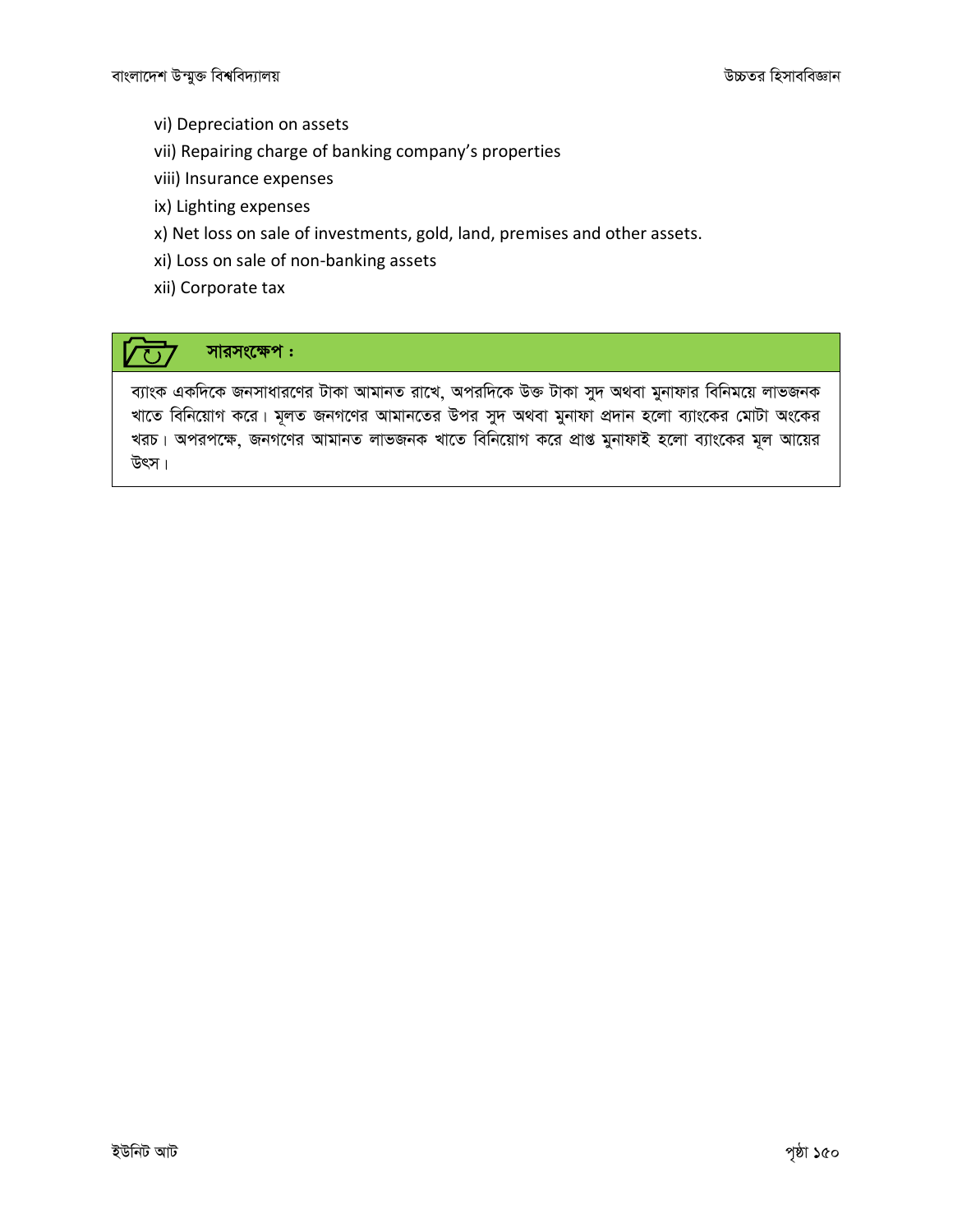vi) Depreciation on assets

vii) Repairing charge of banking company's properties

viii) Insurance expenses

ix) Lighting expenses

x) Net loss on sale of investments, gold, land, premises and other assets.

xi) Loss on sale of non-banking assets

xii) Corporate tax

**সারসংক্ষেপ :**

ব্যাংক একদিকে জনসাধারণের টাকা আমানত রাখে, অপরদিকে উক্ত টাকা সুদ অথবা মুনাফার বিনিময়ে লাভজনক খাতে বিনিয়োগ করে। মূলত জনগণের আমানতের উপর সুদ অথবা মুনাফা প্রদান হলো ব্যাংকের মোটা অংকের খরচ। অপরপক্ষে, জনগণের আমানত লাভজনক খাতে বিনিয়োগ করে প্রাপ্ত মুনাফাই হলো ব্যাংকের মূল আয়ের উৎস।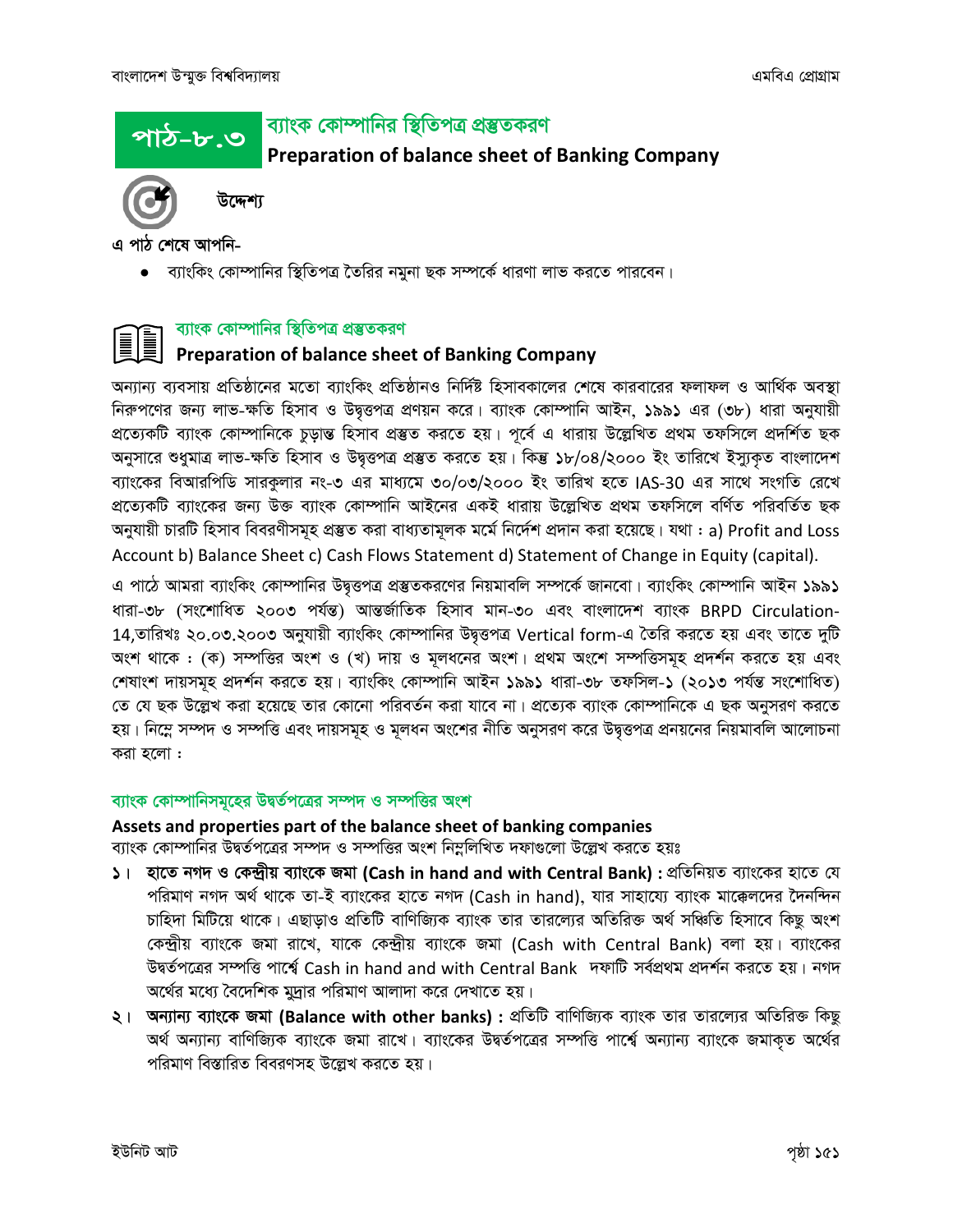# পাঠ-৮.৩ ব্যাংক কোম্পানির স্থিতিপত্র প্রস্তুতকরণ

## Preparation of balance sheet of Banking Company

**উদ্দেশ্য**

**এ পাঠ শেষে আপনি-**

- ব্যাংকিং কোম্পানির স্থিতিপত্র তৈরির নমুনা ছক সম্পর্কে ধারণা লাভ করতে পারবেন।

## ব্যাংক কোম্পানির স্থিতিপত্র প্রস্তুতকরণ

## Preparation of balance sheet of Banking Company

অন্যান্য ব্যবসায় প্রতিষ্ঠানের মতো ব্যাংকিং প্রতিষ্ঠানও নির্দিষ্ট হিসাবকালের শেষে কারবারের ফলাফল ও আর্থিক অবস্থা নিরুপণের জন্য লাভ-ক্ষতি হিসাব ও উদ্বৃত্তপত্র প্রণয়ন করে। ব্যাংক কোম্পানি আইন, ১৯৯১ এর (৩৮) ধারা অনুযায়ী প্রত্যেকটি ব্যাংক কোম্পানিকে চূড়ান্ত হিসাব প্রস্তুত করতে হয়। পূর্বে এ ধারায় উল্লেখিত প্রথম তফসিলে প্রদর্শিত ছক অনুসারে শুধুমাত্র লাভ-ক্ষতি হিসাব ও উদ্বৃত্তপত্র প্রস্তুত করতে হয়। কিন্তু ১৮/০৪/২০০০ ইং তারিখে ইস্যুকৃত বাংলাদেশ ব্যাংকের বিআরপিডি সারকুলার নং-৩ এর মাধ্যমে ৩০/০৩/২০০০ ইং তারিখ হতে IAS-30 এর সাথে সংগতি রেখে প্রত্যেকটি ব্যাংকের জন্য উক্ত ব্যাংক কোম্পানি আইনের একই ধারায় উল্লেখিত প্রথম তফসিলে বর্ণিত পরিবর্তিত ছক অনুযায়ী চারটি হিসাব বিবরণীসমূহ প্রস্তুত করা বাধ্যতামূলক মর্মে নির্দেশ প্রদান করা হয়েছে। যথা : a) Profit and Loss Account b) Balance Sheet c) Cash Flows Statement d) Statement of Change in Equity (capital).

এ পাঠে আমরা ব্যাংকিং কোম্পানির উদ্বৃত্তপত্র প্রস্তুতকরণের নিয়মাবলি সম্পর্কে জানবো। ব্যাংকিং কোম্পানি আইন ১৯৯১ ধারা-৩৮ (সংশোধিত ২০০৩ পর্যন্ত) আন্তর্জাতিক হিসাব মান-৩০ এবং বাংলাদেশ ব্যাংক BRPD Circulation-14,তারিখঃ ২০.০৩.২০০৩ অনুযায়ী ব্যাংকিং কোম্পানির উদ্বৃত্তপত্র Vertical form-এ তৈরি করতে হয় এবং তাতে দুটি অংশ থাকে : (ক) সম্পত্তির অংশ ও (খ) দায় ও মূলধনের অংশ। প্রথম অংশে সম্পত্তিসমূহ প্রদর্শন করতে হয় এবং শেষাংশ দায়সমূহ প্রদর্শন করতে হয়। ব্যাংকিং কোম্পানি আইন ১৯৯১ ধারা-৩৮ তফসিল-১ (২০১৩ পর্যন্ত সংশোধিত) তে যে ছক উল্লেখ করা হয়েছে তার কোনো পরিবর্তন করা যাবে না। প্রত্যেক ব্যাংক কোম্পানিকে এ ছক অনুসরণ করতে হয়। নিম্নে সম্পদ ও সম্পত্তি এবং দায়সমূহ ও মূলধন অংশের নীতি অনুসরণ করে উদ্বৃত্তপত্র প্রনয়নের নিয়মাবলি আলোচনা করা হলো :

### ব্যাংক কোম্পানিসমূহের উদ্বর্তপত্রের সম্পদ ও সম্পত্তির অংশ

**Assets and properties part of the balance sheet of banking companies**

ব্যাংক কোম্পানির উদ্বর্তপত্রের সম্পদ ও সম্পত্তির অংশ নিম্নলিখিত দফাগুলো উল্লেখ করতে হয়ঃ

১। **হাতে নগদ ও কেন্দ্রীয় ব্যাংকে জমা (Cash in hand and with Central Bank) :** প্রতিনিয়ত ব্যাংকের হাতে যে পরিমাণ নগদ অর্থ থাকে তা-ই ব্যাংকের হাতে নগদ (Cash in hand), যার সাহায্যে ব্যাংক মাক্কেলদের দৈনন্দিন চাহিদা মিটিয়ে থাকে। এছাড়াও প্রতিটি বাণিজ্যিক ব্যাংক তার তারল্যের অতিরিক্ত অর্থ সঞ্চিতি হিসাবে কিছু অংশ কেন্দ্রীয় ব্যাংকে জমা রাখে, যাকে কেন্দ্রীয় ব্যাংকে জমা (Cash with Central Bank) বলা হয়। ব্যাংকের উদ্বর্তপত্রের সম্পত্তি পার্শ্বে Cash in hand and with Central Bank দফাটি সর্বপ্রথম প্রদর্শন করতে হয়। নগদ অর্থের মধ্যে বৈদেশিক মুদ্রার পরিমাণ আলাদা করে দেখাতে হয়।

২। **অন্যান্য ব্যাংকে জমা (Balance with other banks) :** প্রতিটি বাণিজ্যিক ব্যাংক তার তারল্যের অতিরিক্ত কিছু অর্থ অন্যান্য বাণিজ্যিক ব্যাংকে জমা রাখে। ব্যাংকের উদ্বর্তপত্রের সম্পত্তি পার্শ্বে অন্যান্য ব্যাংকে জমাকৃত অর্থের পরিমাণ বিস্তারিত বিবরণসহ উল্লেখ করতে হয়।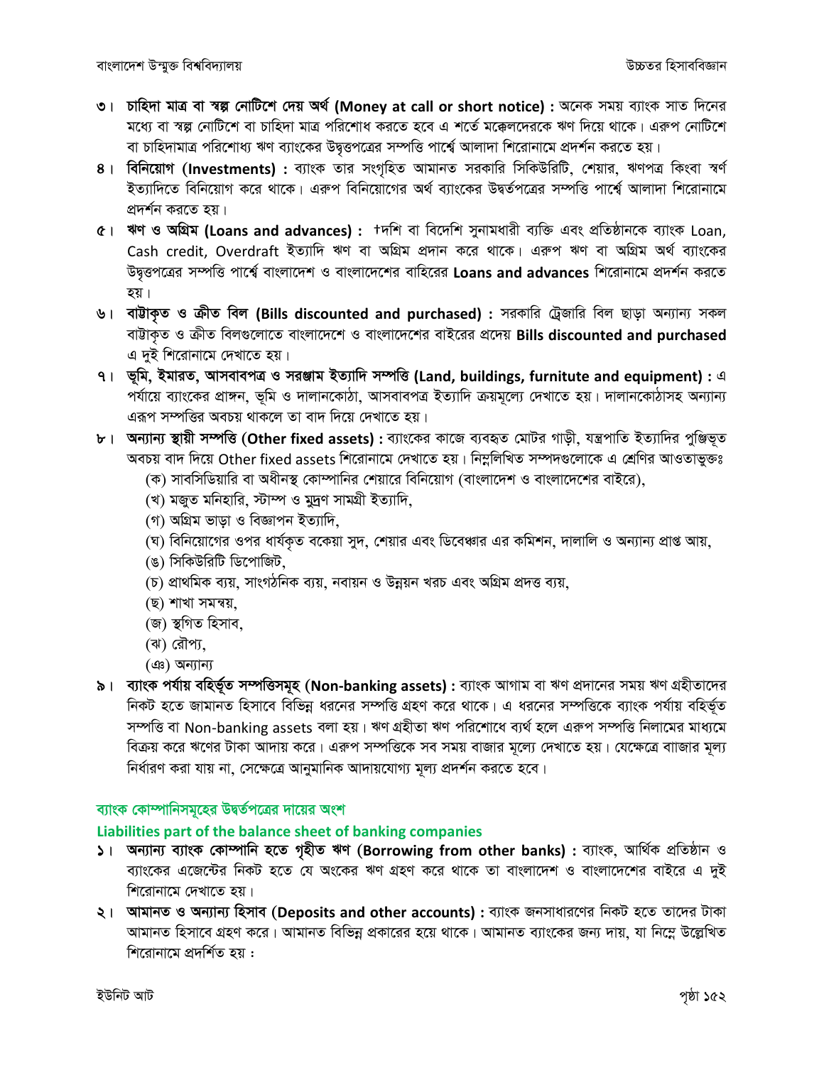৩। **চাহিদা মাত্র বা স্বল্প নোটিশে দেয় অর্থ (Money at call or short notice) :** অনেক সময় ব্যাংক সাত দিনের মধ্যে বা স্বল্প নোটিশে বা চাহিদা মাত্র পরিশোধ করতে হবে এ শর্তে মক্কেলদেরকে ঋণ দিয়ে থাকে। এরুপ নোটিশে বা চাহিদামাত্র পরিশোধ্য ঋণ ব্যাংকের উদ্বৃত্তপত্রের সম্পত্তি পার্শ্বে আলাদা শিরোনামে প্রদর্শন করতে হয়।

৪। **বিনিয়োগ (Investments) :** ব্যাংক তার সংগৃহিত আমানত সরকারি সিকিউরিটি, শেয়ার, ঋণপত্র কিংবা স্বর্ণ ইত্যাদিতে বিনিয়োগ করে থাকে। এরুপ বিনিয়োগের অর্থ ব্যাংকের উদ্বর্তপত্রের সম্পত্তি পার্শ্বে আলাদা শিরোনামে প্রদর্শন করতে হয়।

৫। **ঋণ ও অগ্রিম (Loans and advances) :** †দশি বা বিদেশি সুনামধারী ব্যক্তি এবং প্রতিষ্ঠানকে ব্যাংক Loan, Cash credit, Overdraft ইত্যাদি ঋণ বা অগ্রিম প্রদান করে থাকে। এরুপ ঋণ বা অগ্রিম অর্থ ব্যাংকের উদ্বৃত্তপত্রের সম্পত্তি পার্শ্বে বাংলাদেশ ও বাংলাদেশের বাহিরের **Loans and advances** শিরোনামে প্রদর্শন করতে হয়।

৬। **বাট্টাকৃত ও ক্রীত বিল (Bills discounted and purchased) :** সরকারি ট্রেজারি বিল ছাড়া অন্যান্য সকল বাট্টাকৃত ও ক্রীত বিলগুলোতে বাংলাদেশে ও বাংলাদেশের বাইরের প্রদেয় **Bills discounted and purchased** এ দুই শিরোনামে দেখাতে হয়।

৭। **ভূমি, ইমারত, আসবাবপত্র ও সরঞ্জাম ইত্যাদি সম্পত্তি (Land, buildings, furnitute and equipment) :** এ পর্যায়ে ব্যাংকের প্রাঙ্গন, ভূমি ও দালানকোঠা, আসবাবপত্র ইত্যাদি ক্রয়মূল্যে দেখাতে হয়। দালানকোঠাসহ অন্যান্য এরূপ সম্পত্তির অবচয় থাকলে তা বাদ দিয়ে দেখাতে হয়।

৮। **অন্যান্য স্থায়ী সম্পত্তি (Other fixed assets) :** ব্যাংকের কাজে ব্যবহৃত মোটর গাড়ী, যন্ত্রপাতি ইত্যাদির পুঞ্জিভূত অবচয় বাদ দিয়ে Other fixed assets শিরোনামে দেখাতে হয়। নিম্নলিখিত সম্পদগুলোকে এ শ্রেণির আওতাভুক্তঃ

(ক) সাবসিডিয়ারি বা অধীনস্থ কোম্পানির শেয়ারে বিনিয়োগ (বাংলাদেশ ও বাংলাদেশের বাইরে),
(খ) মজুত মনিহারি, স্টাম্প ও মুদ্রণ সামগ্রী ইত্যাদি,
(গ) অগ্রিম ভাড়া ও বিজ্ঞাপন ইত্যাদি,
(ঘ) বিনিয়োগের ওপর ধার্যকৃত বকেয়া সুদ, শেয়ার এবং ডিবেঞ্চার এর কমিশন, দালালি ও অন্যান্য প্রাপ্ত আয়,
(ঙ) সিকিউরিটি ডিপোজিট,
(চ) প্রাথমিক ব্যয়, সাংগঠনিক ব্যয়, নবায়ন ও উন্নয়ন খরচ এবং অগ্রিম প্রদত্ত ব্যয়,
(ছ) শাখা সমন্বয়,
(জ) স্থগিত হিসাব,
(ঝ) রৌপ্য,
(ঞ) অন্যান্য

৯। **ব্যাংক পর্যায় বহির্ভূত সম্পত্তিসমূহ (Non-banking assets) :** ব্যাংক আগাম বা ঋণ প্রদানের সময় ঋণ গ্রহীতাদের নিকট হতে জামানত হিসাবে বিভিন্ন ধরনের সম্পত্তি গ্রহণ করে থাকে। এ ধরনের সম্পত্তিকে ব্যাংক পর্যায় বহির্ভূত সম্পত্তি বা Non-banking assets বলা হয়। ঋণ গ্রহীতা ঋণ পরিশোধে ব্যর্থ হলে এরুপ সম্পত্তি নিলামের মাধ্যমে বিক্রয় করে ঋণের টাকা আদায় করে। এরুপ সম্পত্তিকে সব সময় বাজার মূল্যে দেখাতে হয়। যেক্ষেত্রে বাজার মূল্য নির্ধারণ করা যায় না, সেক্ষেত্রে আনুমানিক আদায়যোগ্য মূল্য প্রদর্শন করতে হবে।

## ব্যাংক কোম্পানিসমূহের উদ্বর্তপত্রের দায়ের অংশ

## Liabilities part of the balance sheet of banking companies

১। **অন্যান্য ব্যাংক কোম্পানি হতে গৃহীত ঋণ (Borrowing from other banks) :** ব্যাংক, আর্থিক প্রতিষ্ঠান ও ব্যাংকের এজেন্টের নিকট হতে যে অংকের ঋণ গ্রহণ করে থাকে তা বাংলাদেশ ও বাংলাদেশের বাইরে এ দুই শিরোনামে দেখাতে হয়।

২। **আমানত ও অন্যান্য হিসাব (Deposits and other accounts) :** ব্যাংক জনসাধারণের নিকট হতে তাদের টাকা আমানত হিসাবে গ্রহণ করে। আমানত বিভিন্ন প্রকারের হয়ে থাকে। আমানত ব্যাংকের জন্য দায়, যা নিম্নে উল্লেখিত শিরোনামে প্রদর্শিত হয় :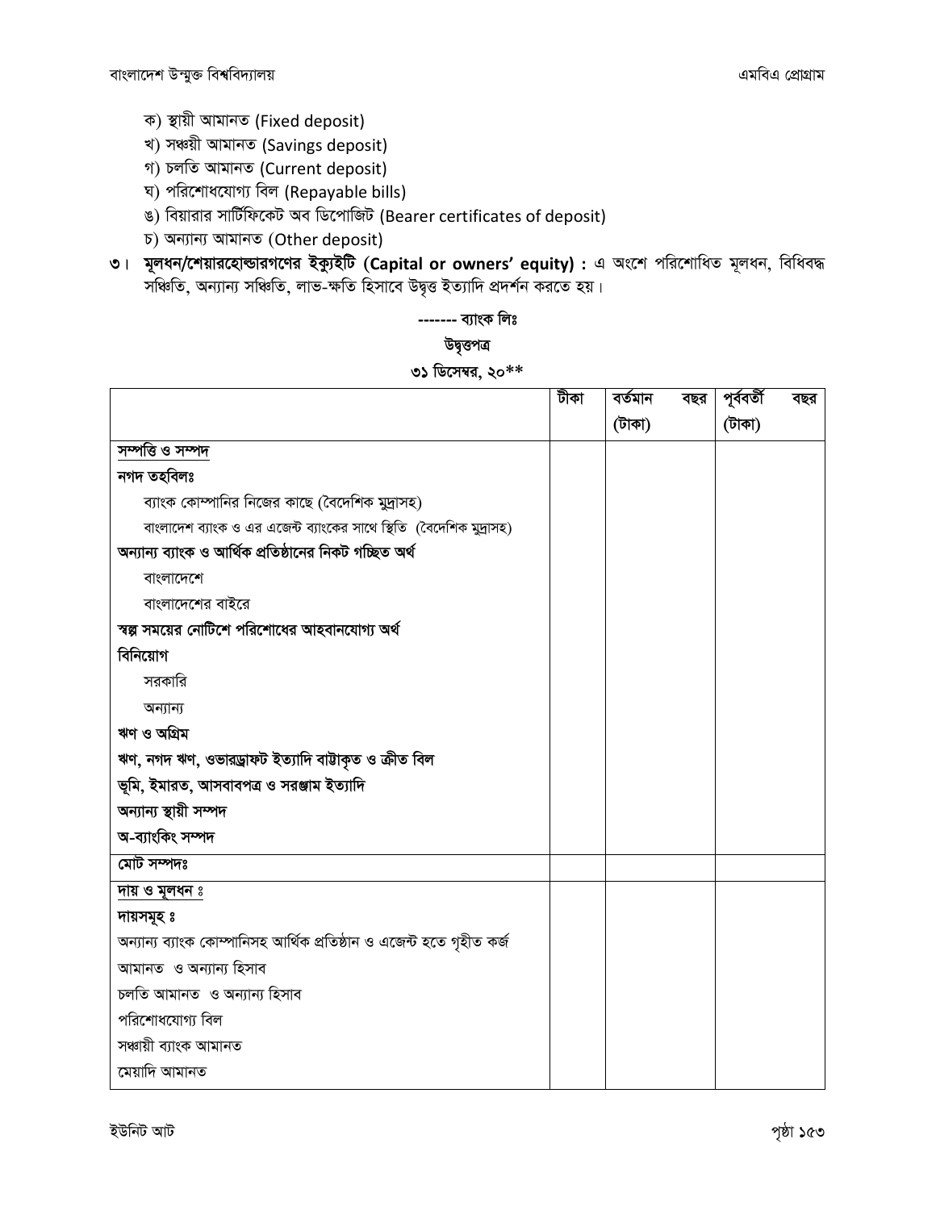ক) স্থায়ী আমানত (Fixed deposit)
খ) সঞ্চয়ী আমানত (Savings deposit)
গ) চলতি আমানত (Current deposit)
ঘ) পরিশোধযোগ্য বিল (Repayable bills)
ঙ) বিয়ারার সার্টিফিকেট অব ডিপোজিট (Bearer certificates of deposit)
চ) অন্যান্য আমানত (Other deposit)

৩। **মূলধন/শেয়ারহোল্ডারগণের ইক্যুইটি (Capital or owners' equity) :** এ অংশে পরিশোধিত মূলধন, বিধিবদ্ধ সঞ্চিতি, অন্যান্য সঞ্চিতি, লাভ-ক্ষতি হিসাবে উদ্বৃত্ত ইত্যাদি প্রদর্শন করতে হয়।

**------- ব্যাংক লিঃ**

**উদ্বৃত্তপত্র**

**৩১ ডিসেম্বর, ২০**\*\***

| | টীকা | বর্তমান বছর (টাকা) | পূর্ববর্তী বছর (টাকা) |
|---|---|---|---|
| **সম্পত্তি ও সম্পদ** | | | |
| **নগদ তহবিলঃ** | | | |
| ব্যাংক কোম্পানির নিজের কাছে (বৈদেশিক মুদ্রাসহ) | | | |
| বাংলাদেশ ব্যাংক ও এর এজেন্ট ব্যাংকের সাথে স্থিতি (বৈদেশিক মুদ্রাসহ) | | | |
| **অন্যান্য ব্যাংক ও আর্থিক প্রতিষ্ঠানের নিকট গচ্ছিত অর্থ** | | | |
| বাংলাদেশে | | | |
| বাংলাদেশের বাইরে | | | |
| **স্বল্প সময়ের নোটিশে পরিশোধের আহবানযোগ্য অর্থ** | | | |
| **বিনিয়োগ** | | | |
| সরকারি | | | |
| অন্যান্য | | | |
| **ঋণ ও অগ্রিম** | | | |
| **ঋণ, নগদ ঋণ, ওভারড্রাফট ইত্যাদি বাট্টাকৃত ও ক্রীত বিল** | | | |
| **ভূমি, ইমারত, আসবাবপত্র ও সরঞ্জাম ইত্যাদি** | | | |
| **অন্যান্য স্থায়ী সম্পদ** | | | |
| **অ-ব্যাংকিং সম্পদ** | | | |
| **মোট সম্পদঃ** | | | |
| **দায় ও মূলধন ঃ** | | | |
| **দায়সমূহ ঃ** | | | |
| অন্যান্য ব্যাংক কোম্পানিসহ আর্থিক প্রতিষ্ঠান ও এজেন্ট হতে গৃহীত কর্জ | | | |
| আমানত ও অন্যান্য হিসাব | | | |
| চলতি আমানত ও অন্যান্য হিসাব | | | |
| পরিশোধযোগ্য বিল | | | |
| সঞ্চায়ী ব্যাংক আমানত | | | |
| মেয়াদি আমানত | | | |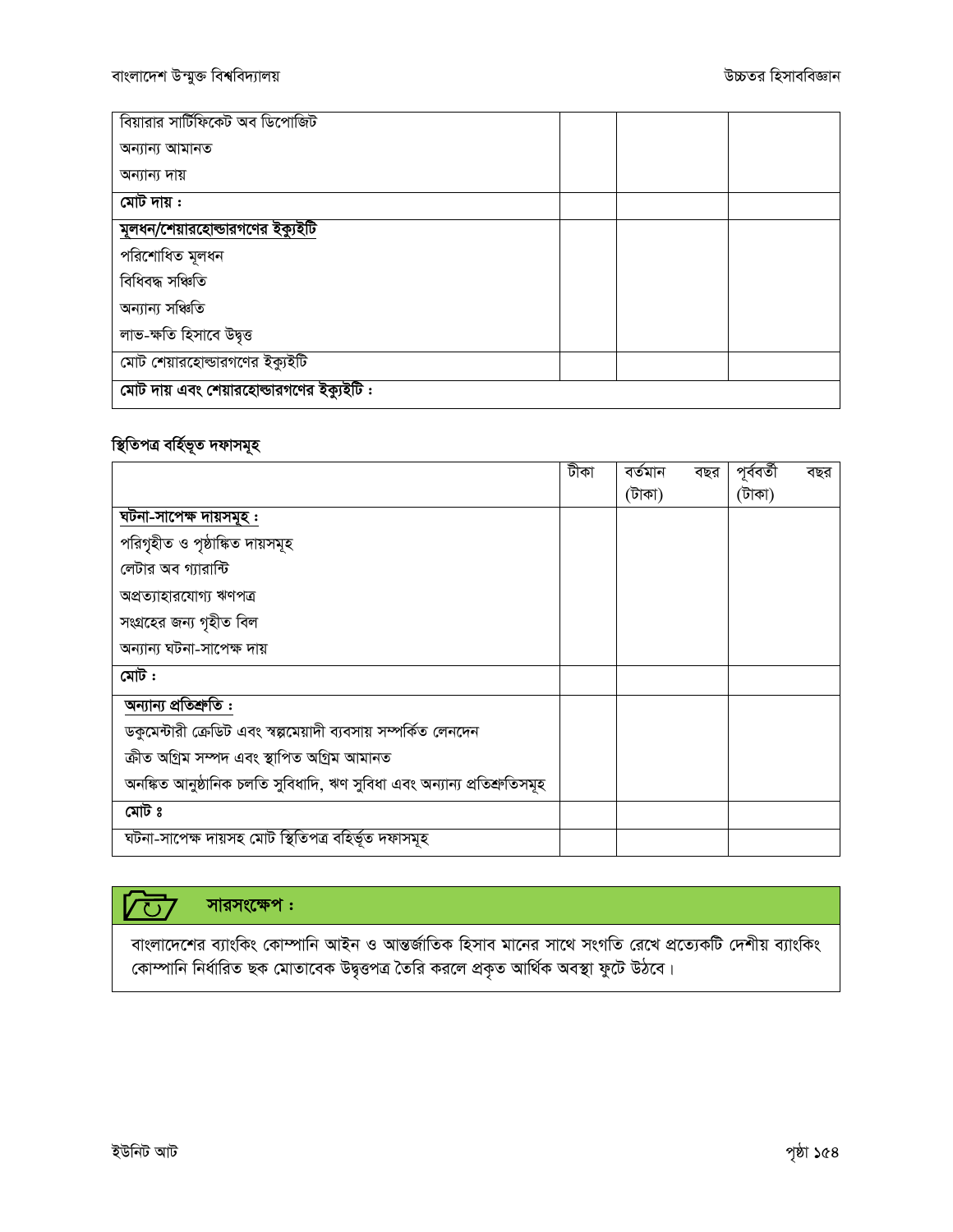| | | | |
|---|---|---|---|
| বিয়ারার সার্টিফিকেট অব ডিপোজিট | | | |
| অন্যান্য আমানত | | | |
| অন্যান্য দায় | | | |
| **মোট দায় :** | | | |
| **মূলধন/শেয়ারহোল্ডারগণের ইক্যুইটি** | | | |
| পরিশোধিত মূলধন | | | |
| বিধিবদ্ধ সঞ্চিতি | | | |
| অন্যান্য সঞ্চিতি | | | |
| লাভ-ক্ষতি হিসাবে উদ্বৃত্ত | | | |
| মোট শেয়ারহোল্ডারগণের ইক্যুইটি | | | |
| **মোট দায় এবং শেয়ারহোল্ডারগণের ইক্যুইটি :** | | | |

### স্থিতিপত্র বর্হিভূত দফাসমূহ

| | টীকা | বর্তমান বছর (টাকা) | পূর্ববর্তী বছর (টাকা) |
|---|---|---|---|
| **ঘটনা-সাপেক্ষ দায়সমূহ :** | | | |
| পরিগৃহীত ও পৃষ্ঠাঙ্কিত দায়সমূহ | | | |
| লেটার অব গ্যারান্টি | | | |
| অপ্রত্যাহারযোগ্য ঋণপত্র | | | |
| সংগ্রহের জন্য গৃহীত বিল | | | |
| অন্যান্য ঘটনা-সাপেক্ষ দায় | | | |
| **মোট :** | | | |
| **অন্যান্য প্রতিশ্রুতি :** | | | |
| ডকুমেন্টারী ক্রেডিট এবং স্বল্পমেয়াদী ব্যবসায় সম্পর্কিত লেনদেন | | | |
| ক্রীত অগ্রিম সম্পদ এবং স্থাপিত অগ্রিম আমানত | | | |
| অনঙ্কিত আনুষ্ঠানিক চলতি সুবিধাদি, ঋণ সুবিধা এবং অন্যান্য প্রতিশ্রুতিসমূহ | | | |
| **মোট ঃ** | | | |
| ঘটনা-সাপেক্ষ দায়সহ মোট স্থিতিপত্র বহির্ভূত দফাসমূহ | | | |

**সারসংক্ষেপ :**

বাংলাদেশের ব্যাংকিং কোম্পানি আইন ও আন্তর্জাতিক হিসাব মানের সাথে সংগতি রেখে প্রত্যেকটি দেশীয় ব্যাংকিং কোম্পানি নির্ধারিত ছক মোতাবেক উদ্বৃত্তপত্র তৈরি করলে প্রকৃত আর্থিক অবস্থা ফুটে উঠবে।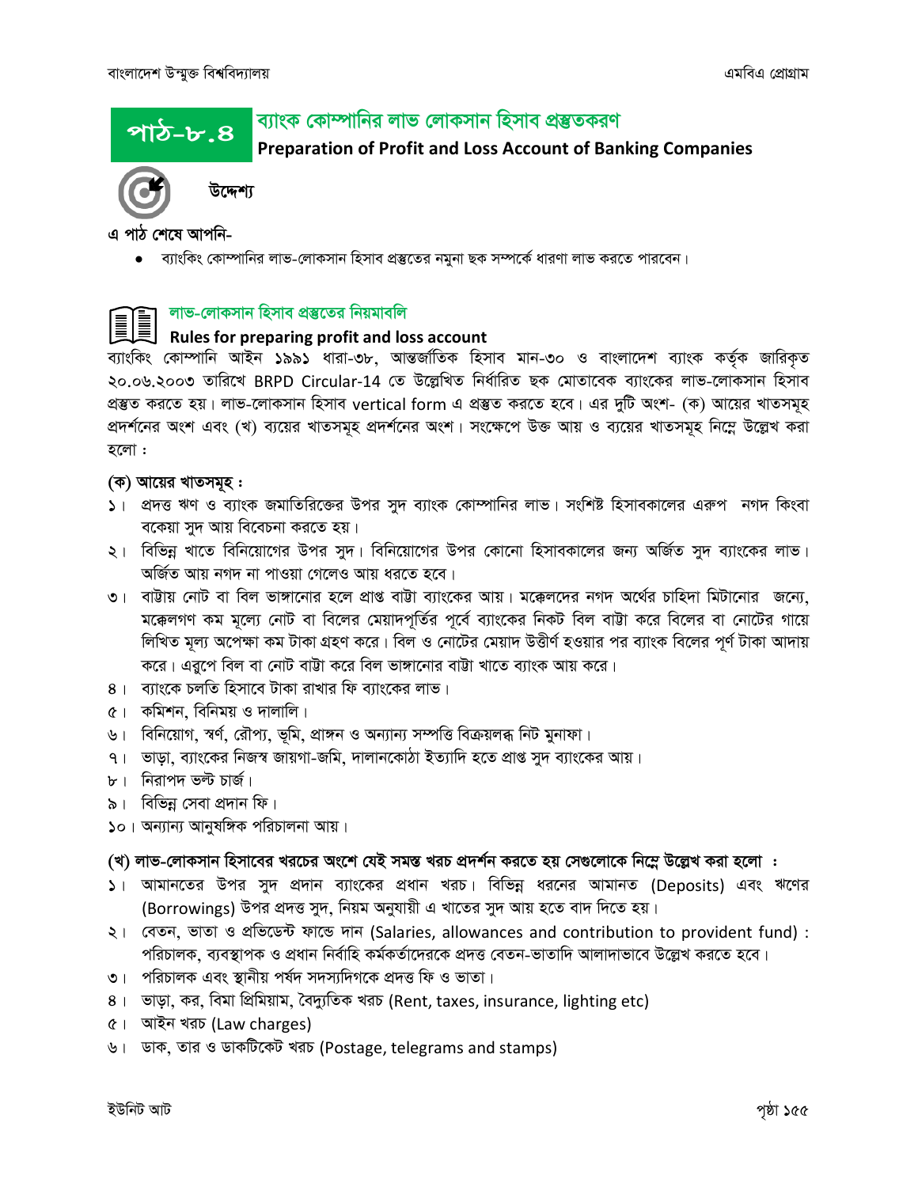# পাঠ-৮.৪ ব্যাংক কোম্পানির লাভ লোকসান হিসাব প্রস্তুতকরণ

**Preparation of Profit and Loss Account of Banking Companies**

**উদ্দেশ্য**

**এ পাঠ শেষে আপনি-**

- ব্যাংকিং কোম্পানির লাভ-লোকসান হিসাব প্রস্তুতের নমুনা ছক সম্পর্কে ধারণা লাভ করতে পারবেন।

## লাভ-লোকসান হিসাব প্রস্তুতের নিয়মাবলি

**Rules for preparing profit and loss account**

ব্যাংকিং কোম্পানি আইন ১৯৯১ ধারা-৩৮, আন্তর্জাতিক হিসাব মান-৩০ ও বাংলাদেশ ব্যাংক কর্তৃক জারিকৃত ২০.০৬.২০০৩ তারিখে BRPD Circular-14 তে উল্লেখিত নির্ধারিত ছক মোতাবেক ব্যাংকের লাভ-লোকসান হিসাব প্রস্তুত করতে হয়। লাভ-লোকসান হিসাব vertical form এ প্রস্তুত করতে হবে। এর দুটি অংশ- (ক) আয়ের খাতসমূহ প্রদর্শনের অংশ এবং (খ) ব্যয়ের খাতসমূহ প্রদর্শনের অংশ। সংক্ষেপে উক্ত আয় ও ব্যয়ের খাতসমূহ নিম্নে উল্লেখ করা হলো :

**(ক) আয়ের খাতসমূহ :**

১। প্রদত্ত ঋণ ও ব্যাংক জমাতিরিক্তের উপর সুদ ব্যাংক কোম্পানির লাভ। সংশিষ্ট হিসাবকালের এরুপ নগদ কিংবা বকেয়া সুদ আয় বিবেচনা করতে হয়।

২। বিভিন্ন খাতে বিনিয়োগের উপর সুদ। বিনিয়োগের উপর কোনো হিসাবকালের জন্য অর্জিত সুদ ব্যাংকের লাভ। অর্জিত আয় নগদ না পাওয়া গেলেও আয় ধরতে হবে।

৩। বাট্টায় নোট বা বিল ভাঙ্গানোর হলে প্রাপ্ত বাট্টা ব্যাংকের আয়। মক্কেলদের নগদ অর্থের চাহিদা মিটানোর জন্যে, মক্কেলগণ কম মূল্যে নোট বা বিলের মেয়াদপূর্তির পূর্বে ব্যাংকের নিকট বিল বাট্টা করে বিলের বা নোটের গায়ে লিখিত মূল্য অপেক্ষা কম টাকা গ্রহণ করে। বিল ও নোটের মেয়াদ উত্তীর্ণ হওয়ার পর ব্যাংক বিলের পূর্ণ টাকা আদায় করে। এরুপে বিল বা নোট বাট্টা করে বিল ভাঙ্গানোর বাট্টা খাতে ব্যাংক আয় করে।

৪। ব্যাংকে চলতি হিসাবে টাকা রাখার ফি ব্যাংকের লাভ।

৫। কমিশন, বিনিময় ও দালালি।

৬। বিনিয়োগ, স্বর্ণ, রৌপ্য, ভূমি, প্রাঙ্গন ও অন্যান্য সম্পত্তি বিক্রয়লব্ধ নিট মুনাফা।

৭। ভাড়া, ব্যাংকের নিজস্ব জায়গা-জমি, দালানকোঠা ইত্যাদি হতে প্রাপ্ত সুদ ব্যাংকের আয়।

৮। নিরাপদ ভল্ট চার্জ।

৯। বিভিন্ন সেবা প্রদান ফি।

১০। অন্যান্য আনুষঙ্গিক পরিচালনা আয়।

**(খ) লাভ-লোকসান হিসাবের খরচের অংশে যেই সমস্ত খরচ প্রদর্শন করতে হয় সেগুলোকে নিম্নে উল্লেখ করা হলো :**

১। আমানতের উপর সুদ প্রদান ব্যাংকের প্রধান খরচ। বিভিন্ন ধরনের আমানত (Deposits) এবং ঋণের (Borrowings) উপর প্রদত্ত সুদ, নিয়ম অনুযায়ী এ খাতের সুদ আয় হতে বাদ দিতে হয়।

২। বেতন, ভাতা ও প্রভিডেন্ট ফান্ডে দান (Salaries, allowances and contribution to provident fund) : পরিচালক, ব্যবস্থাপক ও প্রধান নির্বাহি কর্মকর্তাদেরকে প্রদত্ত বেতন-ভাতাদি আলাদাভাবে উল্লেখ করতে হবে।

৩। পরিচালক এবং স্থানীয় পর্ষদ সদস্যদিগকে প্রদত্ত ফি ও ভাতা।

৪। ভাড়া, কর, বিমা প্রিমিয়াম, বৈদ্যুতিক খরচ (Rent, taxes, insurance, lighting etc)

৫। আইন খরচ (Law charges)

৬। ডাক, তার ও ডাকটিকেট খরচ (Postage, telegrams and stamps)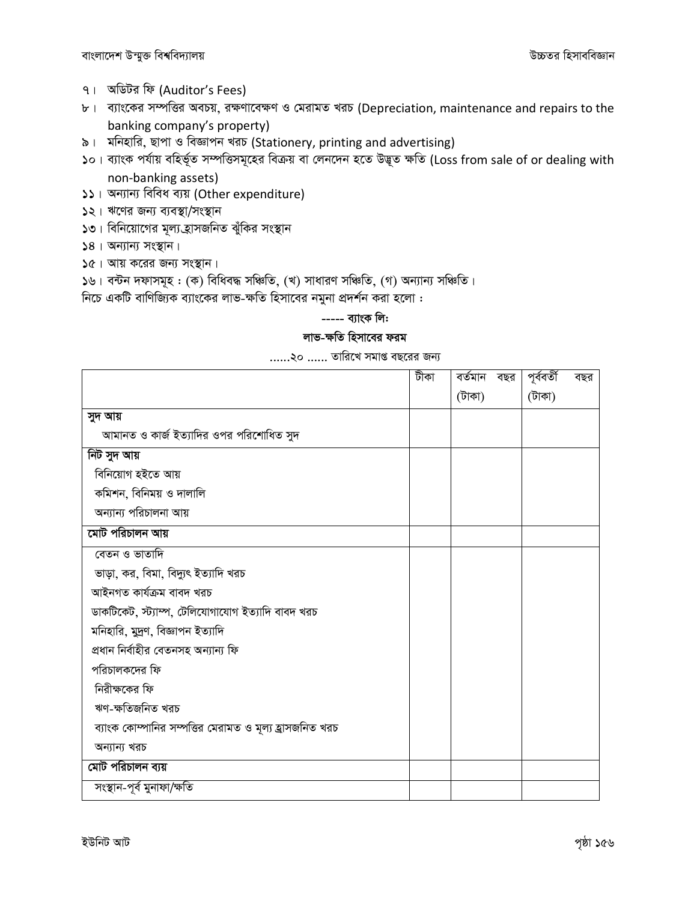৭। অডিটর ফি (Auditor's Fees)

৮। ব্যাংকের সম্পত্তির অবচয়, রক্ষণাবেক্ষণ ও মেরামত খরচ (Depreciation, maintenance and repairs to the banking company's property)

৯। মনিহারি, ছাপা ও বিজ্ঞাপন খরচ (Stationery, printing and advertising)

১০। ব্যাংক পর্যায় বহির্ভূত সম্পত্তিসমূহের বিক্রয় বা লেনদেন হতে উদ্ভূত ক্ষতি (Loss from sale of or dealing with non-banking assets)

১১। অন্যান্য বিবিধ ব্যয় (Other expenditure)

১২। ঋণের জন্য ব্যবস্থা/সংস্থান

১৩। বিনিয়োগের মূল্যহ্রাসজনিত ঝুঁকির সংস্থান

১৪। অন্যান্য সংস্থান।

১৫। আয় করের জন্য সংস্থান।

১৬। বন্টন দফাসমূহ : (ক) বিধিবদ্ধ সঞ্চিতি, (খ) সাধারণ সঞ্চিতি, (গ) অন্যান্য সঞ্চিতি।

নিচে একটি বাণিজ্যিক ব্যাংকের লাভ-ক্ষতি হিসাবের নমুনা প্রদর্শন করা হলো :

**----- ব্যাংক লিঃ**

**লাভ-ক্ষতি হিসাবের ফরম**

......২০ ...... তারিখে সমাপ্ত বছরের জন্য

| | টীকা | বর্তমান বছর (টাকা) | পূর্ববর্তী বছর (টাকা) |
|---|---|---|---|
| **সুদ আয়** | | | |
| আমানত ও কার্জ ইত্যাদির ওপর পরিশোধিত সুদ | | | |
| **নিট সুদ আয়** | | | |
| বিনিয়োগ হইতে আয় | | | |
| কমিশন, বিনিময় ও দালালি | | | |
| অন্যান্য পরিচালনা আয় | | | |
| **মোট পরিচালন আয়** | | | |
| বেতন ও ভাতাদি | | | |
| ভাড়া, কর, বিমা, বিদ্যুৎ ইত্যাদি খরচ | | | |
| আইনগত কার্যক্রম বাবদ খরচ | | | |
| ডাকটিকেট, স্ট্যাম্প, টেলিযোগাযোগ ইত্যাদি বাবদ খরচ | | | |
| মনিহারি, মুদ্রণ, বিজ্ঞাপন ইত্যাদি | | | |
| প্রধান নির্বাহীর বেতনসহ অন্যান্য ফি | | | |
| পরিচালকদের ফি | | | |
| নিরীক্ষকের ফি | | | |
| ঋণ-ক্ষতিজনিত খরচ | | | |
| ব্যাংক কোম্পানির সম্পত্তির মেরামত ও মূল্য হ্রাসজনিত খরচ | | | |
| অন্যান্য খরচ | | | |
| **মোট পরিচালন ব্যয়** | | | |
| সংস্থান-পূর্ব মুনাফা/ক্ষতি | | | |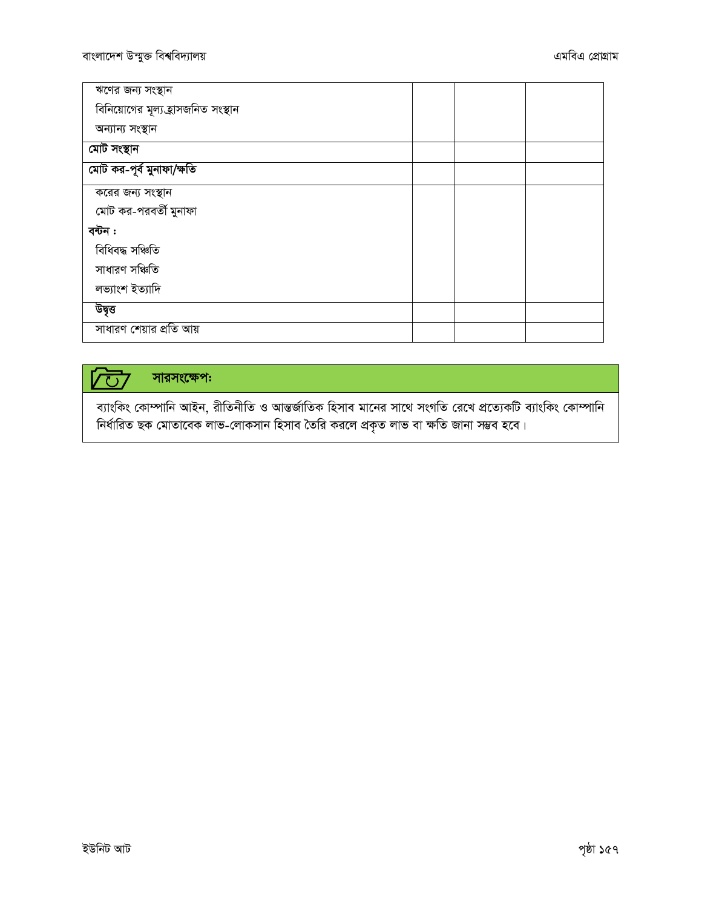| | | | |
|---|---|---|---|
| ঋণের জন্য সংস্থান<br>বিনিয়োগের মূল্যহ্রাসজনিত সংস্থান<br>অন্যান্য সংস্থান | | | |
| **মোট সংস্থান** | | | |
| **মোট কর-পূর্ব মুনাফা/ক্ষতি** | | | |
| করের জন্য সংস্থান<br>মোট কর-পরবর্তী মুনাফা<br>**বন্টন :**<br>বিধিবদ্ধ সঞ্চিতি<br>সাধারণ সঞ্চিতি<br>লভ্যাংশ ইত্যাদি | | | |
| **উদ্বৃত্ত** | | | |
| সাধারণ শেয়ার প্রতি আয় | | | |

**সারসংক্ষেপ:**

ব্যাংকিং কোম্পানি আইন, রীতিনীতি ও আন্তর্জাতিক হিসাব মানের সাথে সংগতি রেখে প্রত্যেকটি ব্যাংকিং কোম্পানি নির্ধারিত ছক মোতাবেক লাভ-লোকসান হিসাব তৈরি করলে প্রকৃত লাভ বা ক্ষতি জানা সম্ভব হবে।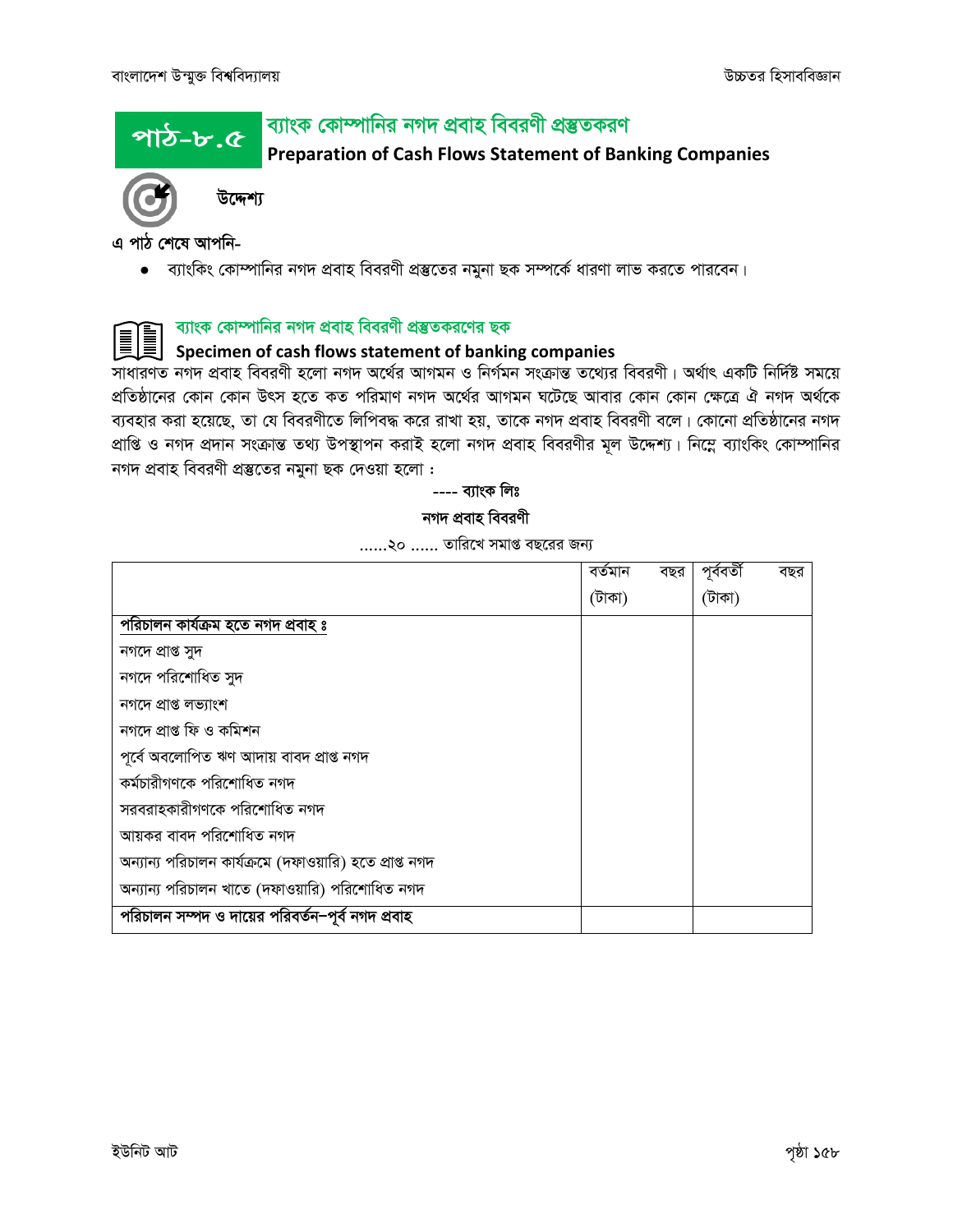# পাঠ-৮.৫ ব্যাংক কোম্পানির নগদ প্রবাহ বিবরণী প্রস্তুতকরণ

## Preparation of Cash Flows Statement of Banking Companies

**উদ্দেশ্য**

**এ পাঠ শেষে আপনি-**

- ব্যাংকিং কোম্পানির নগদ প্রবাহ বিবরণী প্রস্তুতের নমুনা ছক সম্পর্কে ধারণা লাভ করতে পারবেন।

### ব্যাংক কোম্পানির নগদ প্রবাহ বিবরণী প্রস্তুতকরণের ছক

### Specimen of cash flows statement of banking companies

সাধারণত নগদ প্রবাহ বিবরণী হলো নগদ অর্থের আগমন ও নির্গমন সংক্রান্ত তথ্যের বিবরণী। অর্থাৎ একটি নির্দিষ্ট সময়ে প্রতিষ্ঠানের কোন কোন উৎস হতে কত পরিমাণ নগদ অর্থের আগমন ঘটেছে আবার কোন কোন ক্ষেত্রে ঐ নগদ অর্থকে ব্যবহার করা হয়েছে, তা যে বিবরণীতে লিপিবদ্ধ করে রাখা হয়, তাকে নগদ প্রবাহ বিবরণী বলে। কোনো প্রতিষ্ঠানের নগদ প্রাপ্তি ও নগদ প্রদান সংক্রান্ত তথ্য উপস্থাপন করাই হলো নগদ প্রবাহ বিবরণীর মূল উদ্দেশ্য। নিম্নে ব্যাংকিং কোম্পানির নগদ প্রবাহ বিবরণী প্রস্তুতের নমুনা ছক দেওয়া হলো :

**---- ব্যাংক লিঃ**

**নগদ প্রবাহ বিবরণী**

......২০ ...... তারিখে সমাপ্ত বছরের জন্য

| | বর্তমান বছর (টাকা) | পূর্ববর্তী বছর (টাকা) |
|---|---|---|
| **পরিচালন কার্যক্রম হতে নগদ প্রবাহ ঃ** | | |
| নগদে প্রাপ্ত সুদ | | |
| নগদে পরিশোধিত সুদ | | |
| নগদে প্রাপ্ত লভ্যাংশ | | |
| নগদে প্রাপ্ত ফি ও কমিশন | | |
| পূর্বে অবলোপিত ঋণ আদায় বাবদ প্রাপ্ত নগদ | | |
| কর্মচারীগণকে পরিশোধিত নগদ | | |
| সরবরাহকারীগণকে পরিশোধিত নগদ | | |
| আয়কর বাবদ পরিশোধিত নগদ | | |
| অন্যান্য পরিচালন কার্যক্রমে (দফাওয়ারি) হতে প্রাপ্ত নগদ | | |
| অন্যান্য পরিচালন খাতে (দফাওয়ারি) পরিশোধিত নগদ | | |
| **পরিচালন সম্পদ ও দায়ের পরিবর্তন-পূর্ব নগদ প্রবাহ** | | |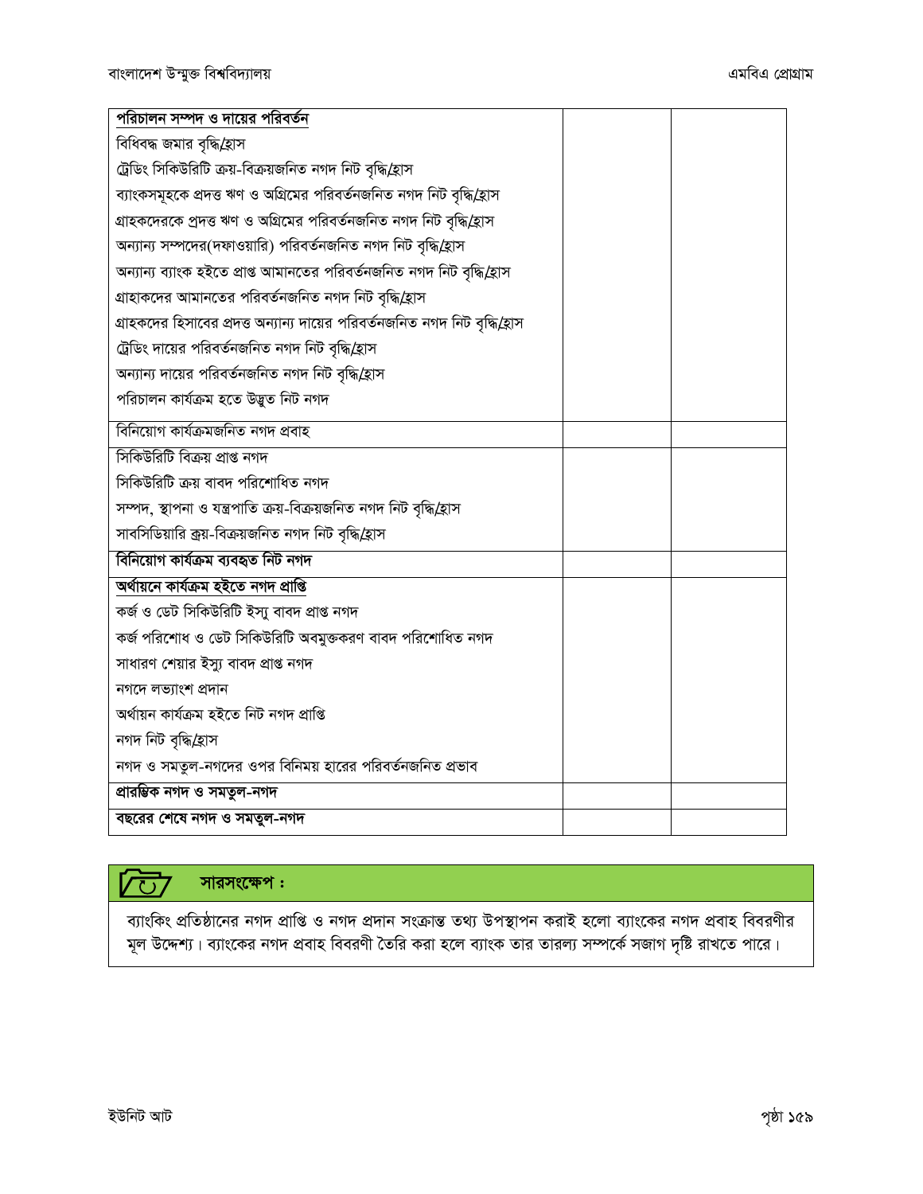| | | |
|---|---|---|
| **পরিচালন সম্পদ ও দায়ের পরিবর্তন** | | |
| বিধিবদ্ধ জমার বৃদ্ধি/হ্রাস | | |
| ট্রেডিং সিকিউরিটি ক্রয়-বিক্রয়জনিত নগদ নিট বৃদ্ধি/হ্রাস | | |
| ব্যাংকসমূহকে প্রদত্ত ঋণ ও অগ্রিমের পরিবর্তনজনিত নগদ নিট বৃদ্ধি/হ্রাস | | |
| গ্রাহকদেরকে প্রদত্ত ঋণ ও অগ্রিমের পরিবর্তনজনিত নগদ নিট বৃদ্ধি/হ্রাস | | |
| অন্যান্য সম্পদের(দফাওয়ারি) পরিবর্তনজনিত নগদ নিট বৃদ্ধি/হ্রাস | | |
| অন্যান্য ব্যাংক হইতে প্রাপ্ত আমানতের পরিবর্তনজনিত নগদ নিট বৃদ্ধি/হ্রাস | | |
| গ্রাহাকদের আমানতের পরিবর্তনজনিত নগদ নিট বৃদ্ধি/হ্রাস | | |
| গ্রাহকদের হিসাবের প্রদত্ত অন্যান্য দায়ের পরিবর্তনজনিত নগদ নিট বৃদ্ধি/হ্রাস | | |
| ট্রেডিং দায়ের পরিবর্তনজনিত নগদ নিট বৃদ্ধি/হ্রাস | | |
| অন্যান্য দায়ের পরিবর্তনজনিত নগদ নিট বৃদ্ধি/হ্রাস | | |
| পরিচালন কার্যক্রম হতে উদ্ভূত নিট নগদ | | |
| বিনিয়োগ কার্যক্রমজনিত নগদ প্রবাহ | | |
| সিকিউরিটি বিক্রয় প্রাপ্ত নগদ | | |
| সিকিউরিটি ক্রয় বাবদ পরিশোধিত নগদ | | |
| সম্পদ, স্থাপনা ও যন্ত্রপাতি ক্রয়-বিক্রয়জনিত নগদ নিট বৃদ্ধি/হ্রাস | | |
| সাবসিডিয়ারি ক্রয়-বিক্রয়জনিত নগদ নিট বৃদ্ধি/হ্রাস | | |
| **বিনিয়োগ কার্যক্রম ব্যবহৃত নিট নগদ** | | |
| **অর্থায়নে কার্যক্রম হইতে নগদ প্রাপ্তি** | | |
| কর্জ ও ডেট সিকিউরিটি ইস্যু বাবদ প্রাপ্ত নগদ | | |
| কর্জ পরিশোধ ও ডেট সিকিউরিটি অবমুক্তকরণ বাবদ পরিশোধিত নগদ | | |
| সাধারণ শেয়ার ইস্যু বাবদ প্রাপ্ত নগদ | | |
| নগদে লভ্যাংশ প্রদান | | |
| অর্থায়ন কার্যক্রম হইতে নিট নগদ প্রাপ্তি | | |
| নগদ নিট বৃদ্ধি/হ্রাস | | |
| নগদ ও সমতুল-নগদের ওপর বিনিময় হারের পরিবর্তনজনিত প্রভাব | | |
| **প্রারম্ভিক নগদ ও সমতুল-নগদ** | | |
| **বছরের শেষে নগদ ও সমতুল-নগদ** | | |

**সারসংক্ষেপ :**

ব্যাংকিং প্রতিষ্ঠানের নগদ প্রাপ্তি ও নগদ প্রদান সংক্রান্ত তথ্য উপস্থাপন করাই হলো ব্যাংকের নগদ প্রবাহ বিবরণীর মূল উদ্দেশ্য। ব্যাংকের নগদ প্রবাহ বিবরণী তৈরি করা হলে ব্যাংক তার তারল্য সম্পর্কে সজাগ দৃষ্টি রাখতে পারে।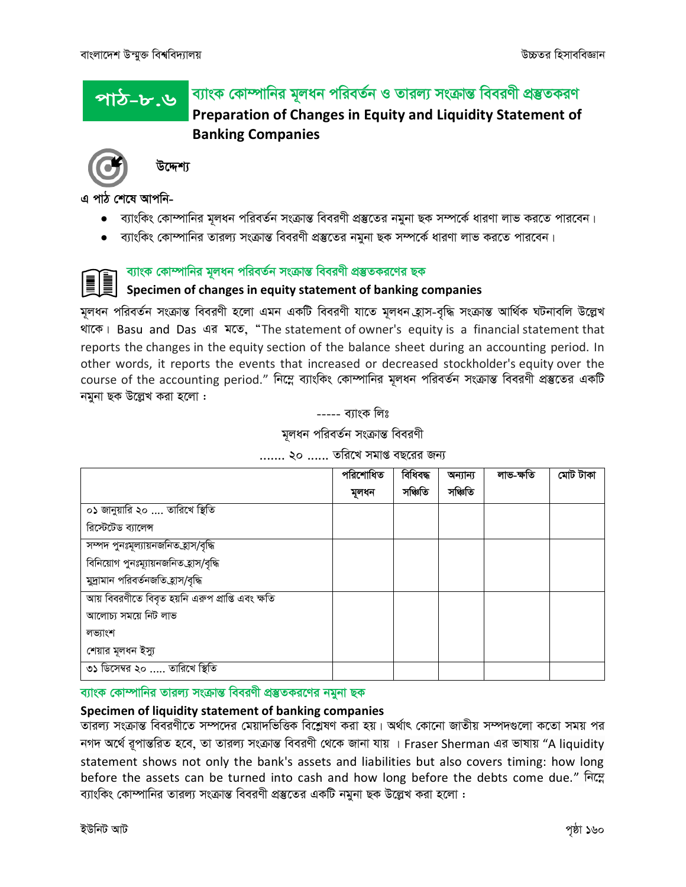# পাঠ-৮.৬ ব্যাংক কোম্পানির মূলধন পরিবর্তন ও তারল্য সংক্রান্ত বিবরণী প্রস্তুতকরণ

## Preparation of Changes in Equity and Liquidity Statement of Banking Companies

**উদ্দেশ্য**

**এ পাঠ শেষে আপনি-**

- ব্যাংকিং কোম্পানির মূলধন পরিবর্তন সংক্রান্ত বিবরণী প্রস্তুতের নমুনা ছক সম্পর্কে ধারণা লাভ করতে পারবেন।
- ব্যাংকিং কোম্পানির তারল্য সংক্রান্ত বিবরণী প্রস্তুতের নমুনা ছক সম্পর্কে ধারণা লাভ করতে পারবেন।

### ব্যাংক কোম্পানির মূলধন পরিবর্তন সংক্রান্ত বিবরণী প্রস্তুতকরণের ছক

### Specimen of changes in equity statement of banking companies

মূলধন পরিবর্তন সংক্রান্ত বিবরণী হলো এমন একটি বিবরণী যাতে মূলধন হ্রাস-বৃদ্ধি সংক্রান্ত আর্থিক ঘটনাবলি উল্লেখ থাকে। Basu and Das এর মতে, "The statement of owner's equity is a financial statement that reports the changes in the equity section of the balance sheet during an accounting period. In other words, it reports the events that increased or decreased stockholder's equity over the course of the accounting period." নিম্নে ব্যাংকিং কোম্পানির মূলধন পরিবর্তন সংক্রান্ত বিবরণী প্রস্তুতের একটি নমুনা ছক উল্লেখ করা হলো :

----- ব্যাংক লিঃ

মূলধন পরিবর্তন সংক্রান্ত বিবরণী

....... ২০ ...... তারিখে সমাপ্ত বছরের জন্য

| | পরিশোধিত মূলধন | বিধিবদ্ধ সঞ্চিতি | অন্যান্য সঞ্চিতি | লাভ-ক্ষতি | মোট টাকা |
|---|---|---|---|---|---|
| ০১ জানুয়ারি ২০ .... তারিখে স্থিতি<br>রিস্টেটেড ব্যালেন্স | | | | | |
| সম্পদ পুনঃমূল্যায়নজনিত হ্রাস/বৃদ্ধি<br>বিনিয়োগ পুনঃম্যূায়নজনিত হ্রাস/বৃদ্ধি<br>মুদ্রামান পরিবর্তনজতি হ্রাস/বৃদ্ধি | | | | | |
| আয় বিবরণীতে বিবৃত হয়নি এরুপ প্রাপ্তি এবং ক্ষতি<br>আলোচ্য সময়ে নিট লাভ<br>লভ্যাংশ<br>শেয়ার মূলধন ইস্যু | | | | | |
| ৩১ ডিসেম্বর ২০ ..... তারিখে স্থিতি | | | | | |

### ব্যাংক কোম্পানির তারল্য সংক্রান্ত বিবরণী প্রস্তুতকরণের নমুনা ছক

### Specimen of liquidity statement of banking companies

তারল্য সংক্রান্ত বিবরণীতে সম্পদের মেয়াদভিত্তিক বিশ্লেষণ করা হয়। অর্থাৎ কোনো জাতীয় সম্পদগুলো কতো সময় পর নগদ অর্থে রূপান্তরিত হবে, তা তারল্য সংক্রান্ত বিবরণী থেকে জানা যায় । Fraser Sherman এর ভাষায় "A liquidity statement shows not only the bank's assets and liabilities but also covers timing: how long before the assets can be turned into cash and how long before the debts come due." নিম্নে ব্যাংকিং কোম্পানির তারল্য সংক্রান্ত বিবরণী প্রস্তুতের একটি নমুনা ছক উল্লেখ করা হলো :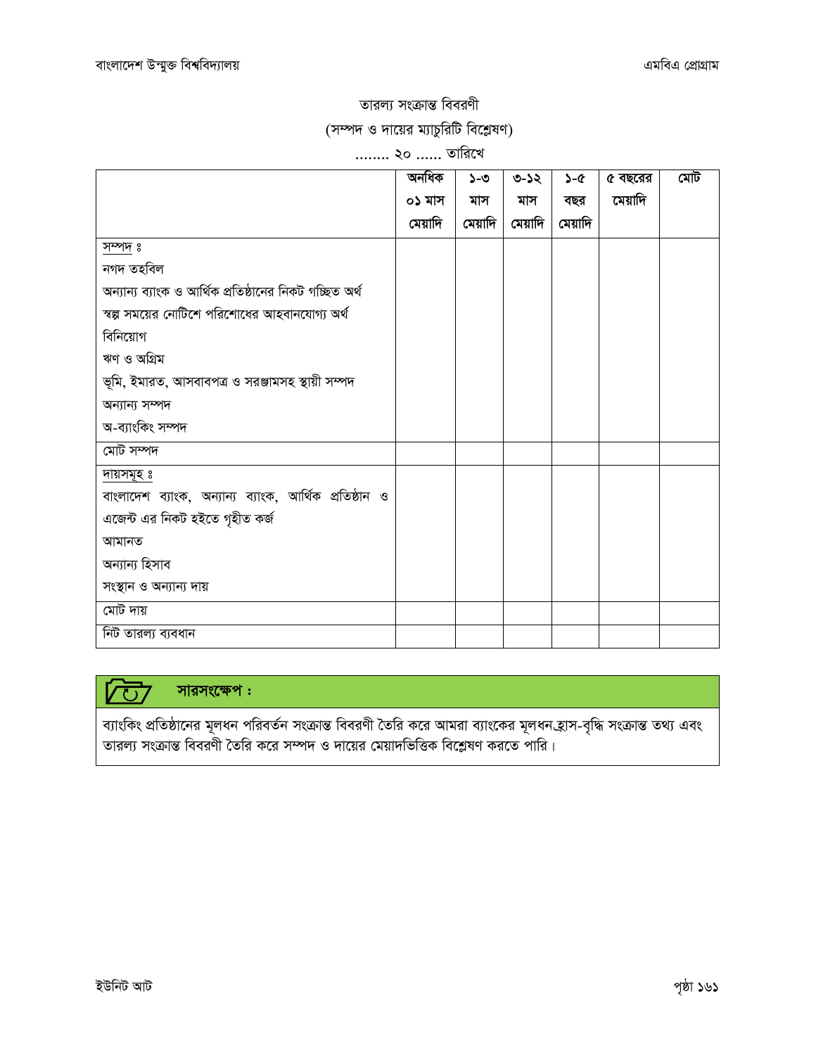তারল্য সংক্রান্ত বিবরণী

(সম্পদ ও দায়ের ম্যাচুরিটি বিশ্লেষণ)

........ ২০ ...... তারিখে

| | অনধিক ০১ মাস মেয়াদি | ১-৩ মাস মেয়াদি | ৩-১২ মাস মেয়াদি | ১-৫ বছর মেয়াদি | ৫ বছরের মেয়াদি | মোট |
|---|---|---|---|---|---|---|
| সম্পদ ঃ | | | | | | |
| নগদ তহবিল | | | | | | |
| অন্যান্য ব্যাংক ও আর্থিক প্রতিষ্ঠানের নিকট গচ্ছিত অর্থ | | | | | | |
| স্বল্প সময়ের নোটিশে পরিশোধের আহবানযোগ্য অর্থ | | | | | | |
| বিনিয়োগ | | | | | | |
| ঋণ ও অগ্রিম | | | | | | |
| ভূমি, ইমারত, আসবাবপত্র ও সরঞ্জামসহ স্থায়ী সম্পদ | | | | | | |
| অন্যান্য সম্পদ | | | | | | |
| অ-ব্যাংকিং সম্পদ | | | | | | |
| মোট সম্পদ | | | | | | |
| দায়সমূহ ঃ | | | | | | |
| বাংলাদেশ ব্যাংক, অন্যান্য ব্যাংক, আর্থিক প্রতিষ্ঠান ও এজেন্ট এর নিকট হইতে গৃহীত কর্জ | | | | | | |
| আমানত | | | | | | |
| অন্যান্য হিসাব | | | | | | |
| সংস্থান ও অন্যান্য দায় | | | | | | |
| মোট দায় | | | | | | |
| নিট তারল্য ব্যবধান | | | | | | |

**সারসংক্ষেপ :**

ব্যাংকিং প্রতিষ্ঠানের মূলধন পরিবর্তন সংক্রান্ত বিবরণী তৈরি করে আমরা ব্যাংকের মূলধন হ্রাস-বৃদ্ধি সংক্রান্ত তথ্য এবং তারল্য সংক্রান্ত বিবরণী তৈরি করে সম্পদ ও দায়ের মেয়াদভিত্তিক বিশ্লেষণ করতে পারি।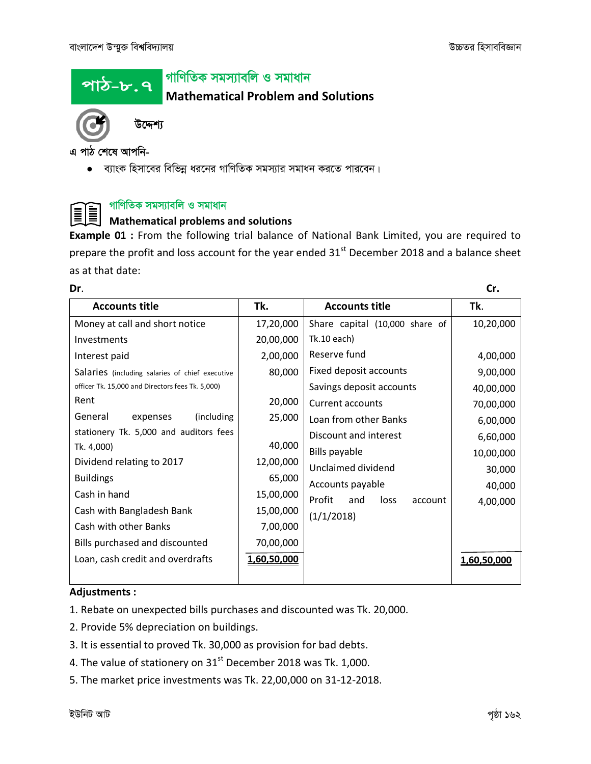# পাঠ-৮.৭ গাণিতিক সমস্যাবলি ও সমাধান
## Mathematical Problem and Solutions

**উদ্দেশ্য**

এ পাঠ শেষে আপনি-

- ব্যাংক হিসাবের বিভিন্ন ধরনের গাণিতিক সমস্যার সমাধন করতে পারবেন।

### গাণিতিক সমস্যাবলি ও সমাধান
### Mathematical problems and solutions

**Example 01 :** From the following trial balance of National Bank Limited, you are required to prepare the profit and loss account for the year ended 31st December 2018 and a balance sheet as at that date:

**Dr.** **Cr.**

| Accounts title | Tk. | Accounts title | Tk. |
|---|---|---|---|
| Money at call and short notice | 17,20,000 | Share capital (10,000 share of Tk.10 each) | 10,20,000 |
| Investments | 20,00,000 | Reserve fund | 4,00,000 |
| Interest paid | 2,00,000 | Fixed deposit accounts | 9,00,000 |
| Salaries (including salaries of chief executive officer Tk. 15,000 and Directors fees Tk. 5,000) | 80,000 | Savings deposit accounts | 40,00,000 |
| Rent | 20,000 | Current accounts | 70,00,000 |
| General expenses (including stationery Tk. 5,000 and auditors fees Tk. 4,000) | 25,000 | Loan from other Banks | 6,00,000 |
| Dividend relating to 2017 | 40,000 | Discount and interest | 6,60,000 |
| Buildings | 12,00,000 | Bills payable | 10,00,000 |
| Cash in hand | 65,000 | Unclaimed dividend | 30,000 |
| Cash with Bangladesh Bank | 15,00,000 | Accounts payable | 40,000 |
| Cash with other Banks | 15,00,000 | Profit and loss account (1/1/2018) | 4,00,000 |
| Bills purchased and discounted | 7,00,000 | | |
| Loan, cash credit and overdrafts | 70,00,000 | | |
| | **1,60,50,000** | | **1,60,50,000** |

**Adjustments :**

1. Rebate on unexpected bills purchases and discounted was Tk. 20,000.
2. Provide 5% depreciation on buildings.
3. It is essential to proved Tk. 30,000 as provision for bad debts.
4. The value of stationery on 31st December 2018 was Tk. 1,000.
5. The market price investments was Tk. 22,00,000 on 31-12-2018.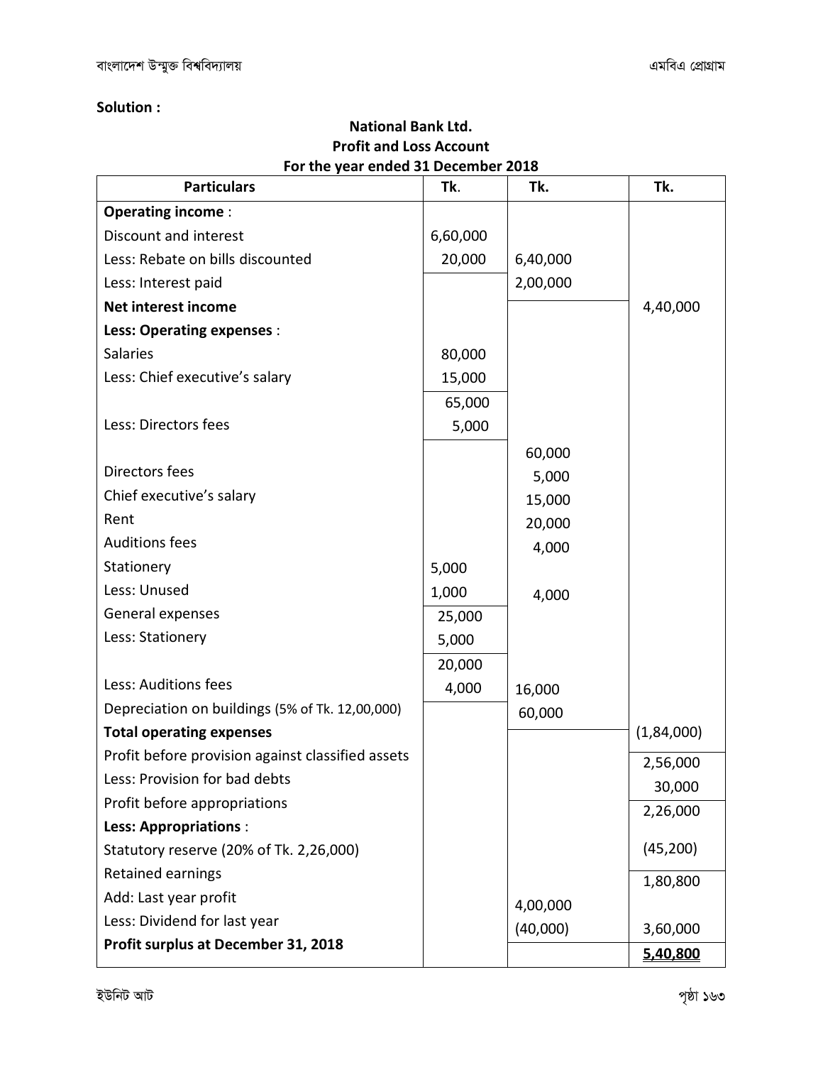**Solution :**

**National Bank Ltd.**
**Profit and Loss Account**
**For the year ended 31 December 2018**

| Particulars | Tk. | Tk. | Tk. |
|---|---|---|---|
| **Operating income** : | | | |
| Discount and interest | 6,60,000 | | |
| Less: Rebate on bills discounted | 20,000 | 6,40,000 | |
| Less: Interest paid | | 2,00,000 | |
| **Net interest income** | | | 4,40,000 |
| **Less: Operating expenses** : | | | |
| Salaries | 80,000 | | |
| Less: Chief executive's salary | 15,000 | | |
| | 65,000 | | |
| Less: Directors fees | 5,000 | | |
| | | 60,000 | |
| Directors fees | | 5,000 | |
| Chief executive's salary | | 15,000 | |
| Rent | | 20,000 | |
| Auditions fees | | 4,000 | |
| Stationery | 5,000 | | |
| Less: Unused | 1,000 | 4,000 | |
| General expenses | 25,000 | | |
| Less: Stationery | 5,000 | | |
| | 20,000 | | |
| Less: Auditions fees | 4,000 | 16,000 | |
| Depreciation on buildings (5% of Tk. 12,00,000) | | 60,000 | |
| **Total operating expenses** | | | (1,84,000) |
| Profit before provision against classified assets | | | 2,56,000 |
| Less: Provision for bad debts | | | 30,000 |
| Profit before appropriations | | | 2,26,000 |
| **Less: Appropriations** : | | | |
| Statutory reserve (20% of Tk. 2,26,000) | | | (45,200) |
| Retained earnings | | | 1,80,800 |
| Add: Last year profit | | 4,00,000 | |
| Less: Dividend for last year | | (40,000) | 3,60,000 |
| **Profit surplus at December 31, 2018** | | | **5,40,800** |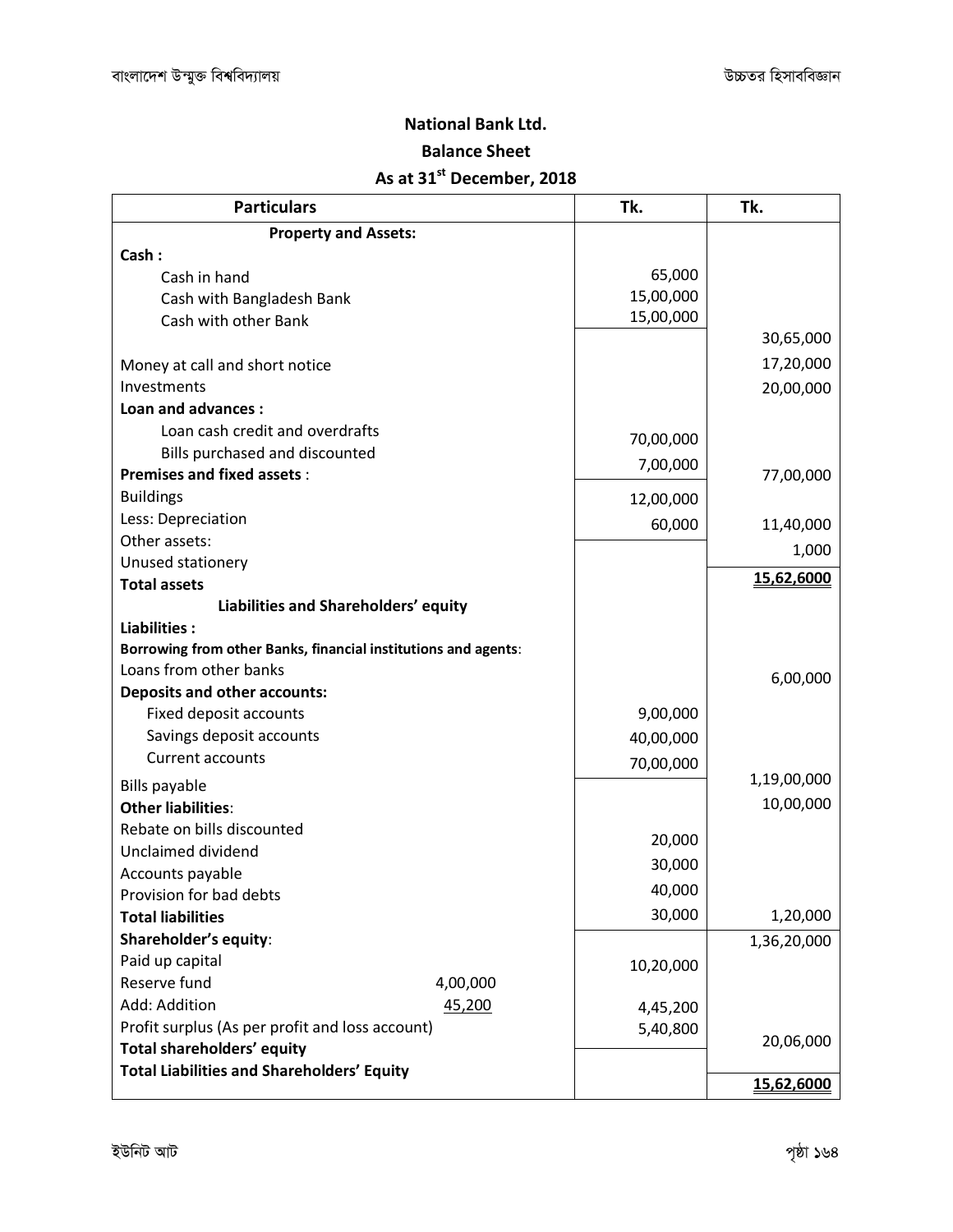**National Bank Ltd.**

**Balance Sheet**

**As at 31st December, 2018**

| Particulars | | Tk. | Tk. |
|---|---|---|---|
| **Property and Assets:** | | | |
| **Cash :** | | | |
| Cash in hand | | 65,000 | |
| Cash with Bangladesh Bank | | 15,00,000 | |
| Cash with other Bank | | 15,00,000 | |
| | | | 30,65,000 |
| Money at call and short notice | | | 17,20,000 |
| Investments | | | 20,00,000 |
| **Loan and advances :** | | | |
| Loan cash credit and overdrafts | | 70,00,000 | |
| Bills purchased and discounted | | 7,00,000 | |
| **Premises and fixed assets** : | | | 77,00,000 |
| Buildings | | 12,00,000 | |
| Less: Depreciation | | 60,000 | 11,40,000 |
| Other assets: | | | |
| Unused stationery | | | 1,000 |
| **Total assets** | | | **15,62,6000** |
| **Liabilities and Shareholders' equity** | | | |
| **Liabilities :** | | | |
| **Borrowing from other Banks, financial institutions and agents**: | | | |
| Loans from other banks | | | 6,00,000 |
| **Deposits and other accounts:** | | | |
| Fixed deposit accounts | | 9,00,000 | |
| Savings deposit accounts | | 40,00,000 | |
| Current accounts | | 70,00,000 | |
| | | | 1,19,00,000 |
| Bills payable | | | 10,00,000 |
| **Other liabilities**: | | | |
| Rebate on bills discounted | | 20,000 | |
| Unclaimed dividend | | 30,000 | |
| Accounts payable | | 40,000 | |
| Provision for bad debts | | 30,000 | 1,20,000 |
| **Total liabilities** | | | 1,36,20,000 |
| **Shareholder's equity**: | | | |
| Paid up capital | | 10,20,000 | |
| Reserve fund | 4,00,000 | | |
| Add: Addition | 45,200 | 4,45,200 | |
| Profit surplus (As per profit and loss account) | | 5,40,800 | |
| **Total shareholders' equity** | | | 20,06,000 |
| **Total Liabilities and Shareholders' Equity** | | | **15,62,6000** |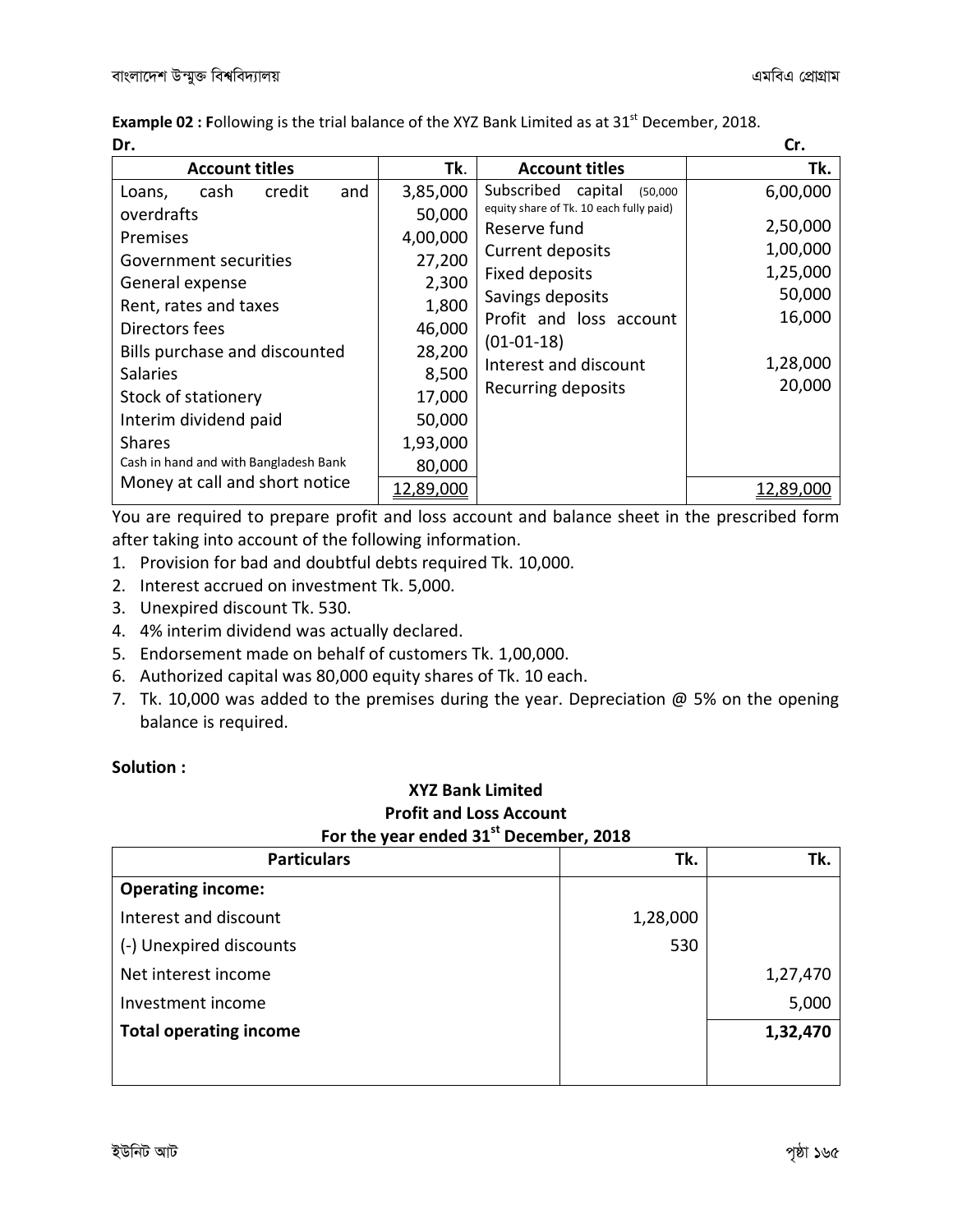**Example 02 :** Following is the trial balance of the XYZ Bank Limited as at 31st December, 2018.

| Dr. Account titles | Tk. | Cr. Account titles | Tk. |
|---|---|---|---|
| Loans, cash credit and overdrafts | 3,85,000 | Subscribed capital (50,000 equity share of Tk. 10 each fully paid) | 6,00,000 |
| Premises | 50,000 | Reserve fund | 2,50,000 |
| Government securities | 4,00,000 | Current deposits | 1,00,000 |
| General expense | 27,200 | Fixed deposits | 1,25,000 |
| Rent, rates and taxes | 2,300 | Savings deposits | 50,000 |
| Directors fees | 1,800 | Profit and loss account (01-01-18) | 16,000 |
| Bills purchase and discounted | 46,000 | Interest and discount | 1,28,000 |
| Salaries | 28,200 | Recurring deposits | 20,000 |
| Stock of stationery | 8,500 | | |
| Interim dividend paid | 17,000 | | |
| Shares | 50,000 | | |
| Cash in hand and with Bangladesh Bank | 1,93,000 | | |
| Money at call and short notice | 80,000 | | |
| | 12,89,000 | | 12,89,000 |

You are required to prepare profit and loss account and balance sheet in the prescribed form after taking into account of the following information.

1. Provision for bad and doubtful debts required Tk. 10,000.
2. Interest accrued on investment Tk. 5,000.
3. Unexpired discount Tk. 530.
4. 4% interim dividend was actually declared.
5. Endorsement made on behalf of customers Tk. 1,00,000.
6. Authorized capital was 80,000 equity shares of Tk. 10 each.
7. Tk. 10,000 was added to the premises during the year. Depreciation @ 5% on the opening balance is required.

**Solution :**

**XYZ Bank Limited**
**Profit and Loss Account**
**For the year ended 31st December, 2018**

| Particulars | Tk. | Tk. |
|---|---|---|
| **Operating income:** | | |
| Interest and discount | 1,28,000 | |
| (-) Unexpired discounts | 530 | |
| Net interest income | | 1,27,470 |
| Investment income | | 5,000 |
| **Total operating income** | | **1,32,470** |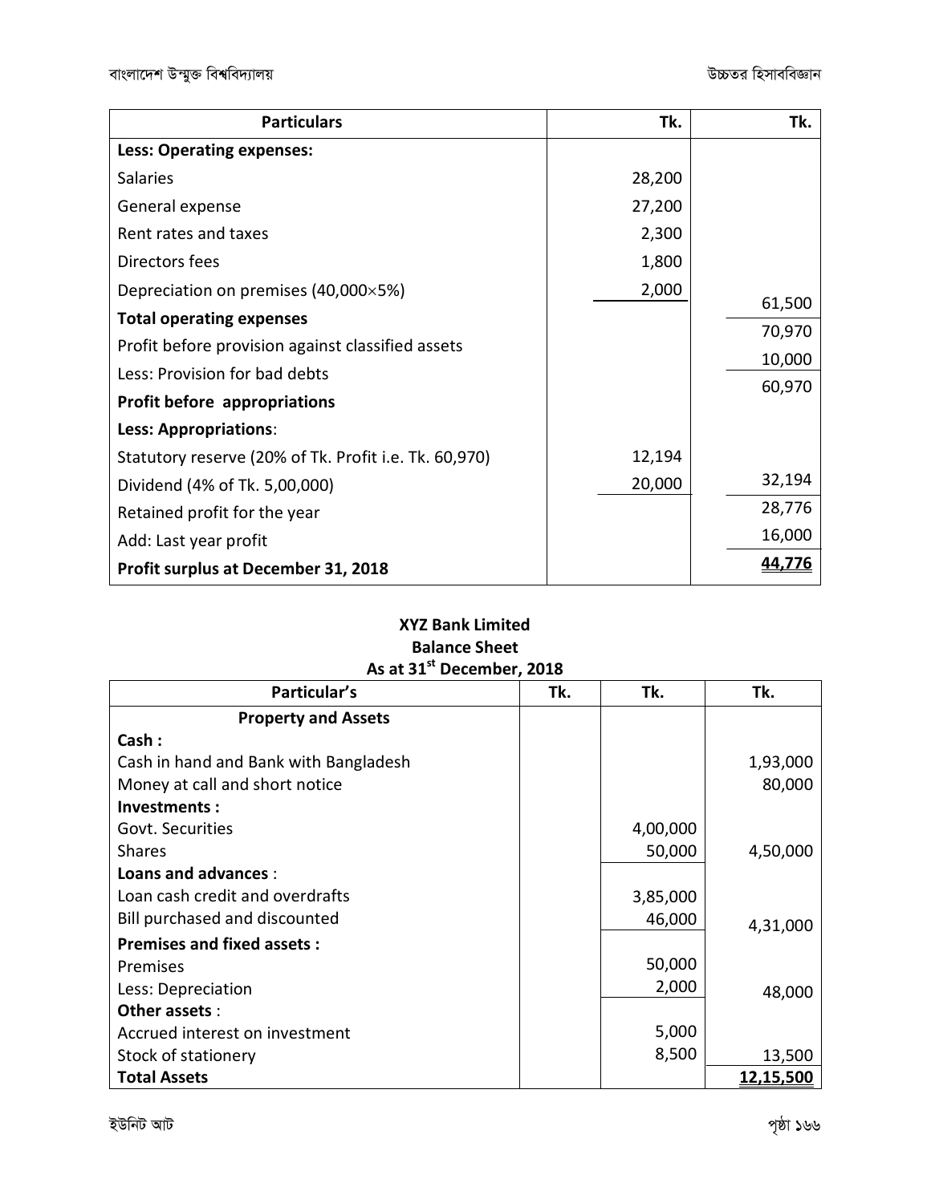| Particulars | Tk. | Tk. |
|---|---|---|
| **Less: Operating expenses:** | | |
| Salaries | 28,200 | |
| General expense | 27,200 | |
| Rent rates and taxes | 2,300 | |
| Directors fees | 1,800 | |
| Depreciation on premises (40,000×5%) | 2,000 | 61,500 |
| **Total operating expenses** | | |
| Profit before provision against classified assets | | 70,970 |
| Less: Provision for bad debts | | 10,000 |
| **Profit before appropriations** | | 60,970 |
| **Less: Appropriations**: | | |
| Statutory reserve (20% of Tk. Profit i.e. Tk. 60,970) | 12,194 | |
| Dividend (4% of Tk. 5,00,000) | 20,000 | 32,194 |
| Retained profit for the year | | 28,776 |
| Add: Last year profit | | 16,000 |
| **Profit surplus at December 31, 2018** | | **44,776** |

**XYZ Bank Limited**
**Balance Sheet**
**As at 31st December, 2018**

| Particular's | Tk. | Tk. | Tk. |
|---|---|---|---|
| **Property and Assets** | | | |
| **Cash :** | | | |
| Cash in hand and Bank with Bangladesh | | | 1,93,000 |
| Money at call and short notice | | | 80,000 |
| **Investments :** | | | |
| Govt. Securities | | 4,00,000 | |
| Shares | | 50,000 | 4,50,000 |
| **Loans and advances** : | | | |
| Loan cash credit and overdrafts | | 3,85,000 | |
| Bill purchased and discounted | | 46,000 | 4,31,000 |
| **Premises and fixed assets :** | | | |
| Premises | | 50,000 | |
| Less: Depreciation | | 2,000 | 48,000 |
| **Other assets** : | | | |
| Accrued interest on investment | | 5,000 | |
| Stock of stationery | | 8,500 | 13,500 |
| **Total Assets** | | | **12,15,500** |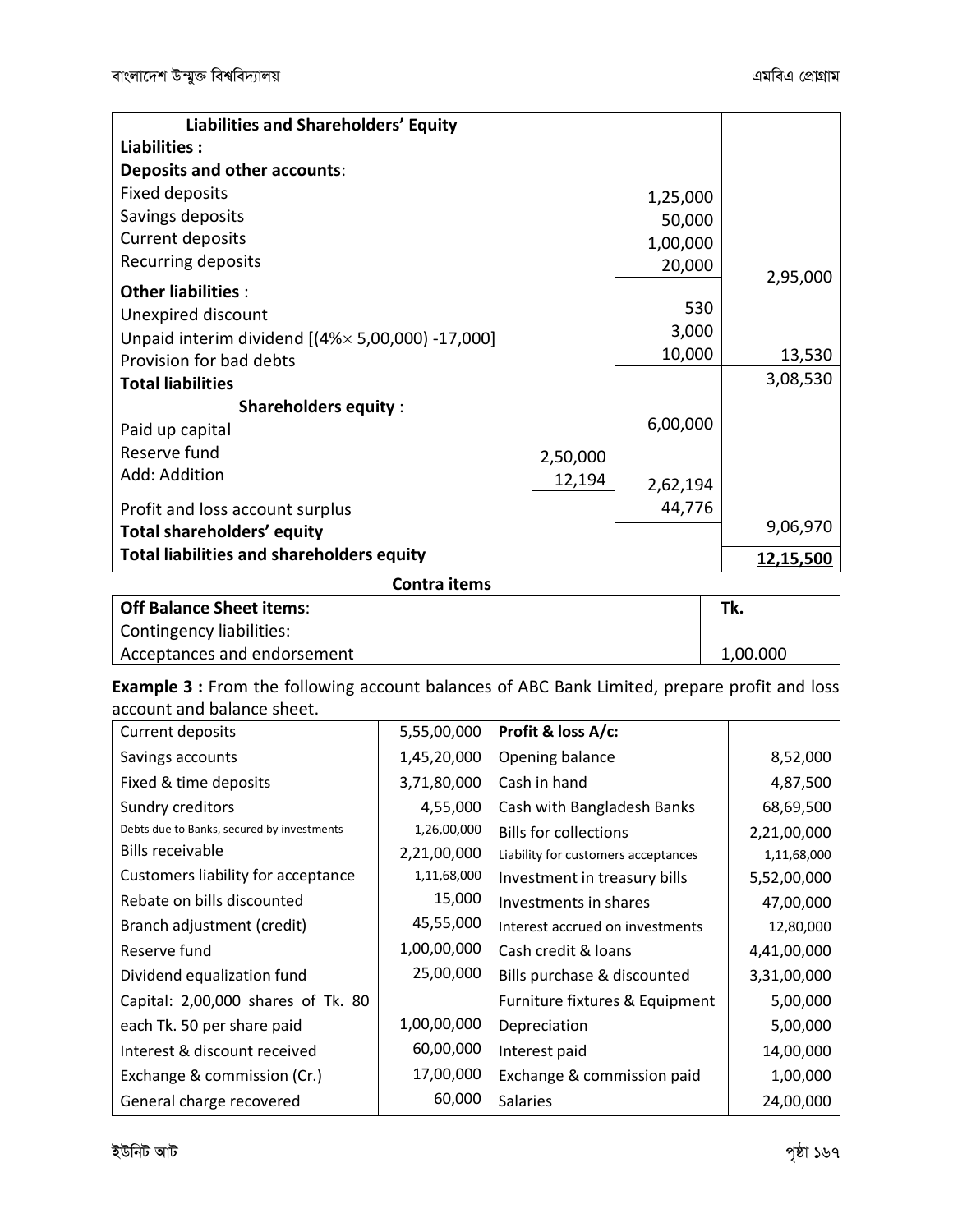| Liabilities and Shareholders' Equity | | | |
|---|---|---|---|
| **Liabilities :** | | | |
| **Deposits and other accounts**: | | | |
| Fixed deposits | | 1,25,000 | |
| Savings deposits | | 50,000 | |
| Current deposits | | 1,00,000 | |
| Recurring deposits | | 20,000 | 2,95,000 |
| **Other liabilities** : | | | |
| Unexpired discount | | 530 | |
| Unpaid interim dividend [(4%× 5,00,000) -17,000] | | 3,000 | |
| Provision for bad debts | | 10,000 | 13,530 |
| **Total liabilities** | | | 3,08,530 |
| **Shareholders equity** : | | | |
| Paid up capital | | 6,00,000 | |
| Reserve fund | 2,50,000 | | |
| Add: Addition | 12,194 | 2,62,194 | |
| Profit and loss account surplus | | 44,776 | |
| **Total shareholders' equity** | | | 9,06,970 |
| **Total liabilities and shareholders equity** | | | **12,15,500** |

**Contra items**

| **Off Balance Sheet items**: | **Tk.** |
|---|---|
| Contingency liabilities: | |
| Acceptances and endorsement | 1,00.000 |

**Example 3 :** From the following account balances of ABC Bank Limited, prepare profit and loss account and balance sheet.

| | | | |
|---|---|---|---|
| Current deposits | 5,55,00,000 | **Profit & loss A/c:** | |
| Savings accounts | 1,45,20,000 | Opening balance | 8,52,000 |
| Fixed & time deposits | 3,71,80,000 | Cash in hand | 4,87,500 |
| Sundry creditors | 4,55,000 | Cash with Bangladesh Banks | 68,69,500 |
| Debts due to Banks, secured by investments | 1,26,00,000 | Bills for collections | 2,21,00,000 |
| Bills receivable | 2,21,00,000 | Liability for customers acceptances | 1,11,68,000 |
| Customers liability for acceptance | 1,11,68,000 | Investment in treasury bills | 5,52,00,000 |
| Rebate on bills discounted | 15,000 | Investments in shares | 47,00,000 |
| Branch adjustment (credit) | 45,55,000 | Interest accrued on investments | 12,80,000 |
| Reserve fund | 1,00,00,000 | Cash credit & loans | 4,41,00,000 |
| Dividend equalization fund | 25,00,000 | Bills purchase & discounted | 3,31,00,000 |
| Capital: 2,00,000 shares of Tk. 80 each Tk. 50 per share paid | 1,00,00,000 | Furniture fixtures & Equipment | 5,00,000 |
| | | Depreciation | 5,00,000 |
| Interest & discount received | 60,00,000 | Interest paid | 14,00,000 |
| Exchange & commission (Cr.) | 17,00,000 | Exchange & commission paid | 1,00,000 |
| General charge recovered | 60,000 | Salaries | 24,00,000 |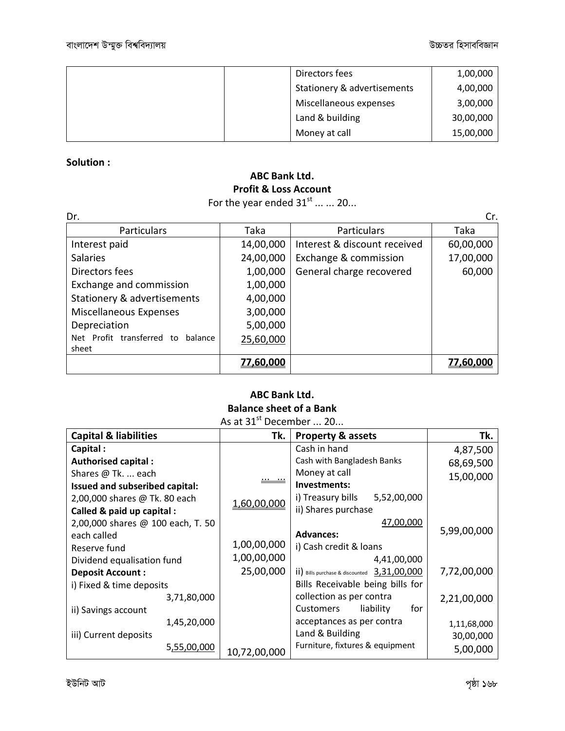| | | Directors fees | 1,00,000 |
|---|---|---|---|
| | | Stationery & advertisements | 4,00,000 |
| | | Miscellaneous expenses | 3,00,000 |
| | | Land & building | 30,00,000 |
| | | Money at call | 15,00,000 |

**Solution :**

**ABC Bank Ltd.**
**Profit & Loss Account**
For the year ended 31st ... ... 20...

Dr. Cr.

| Particulars | Taka | Particulars | Taka |
|---|---|---|---|
| Interest paid | 14,00,000 | Interest & discount received | 60,00,000 |
| Salaries | 24,00,000 | Exchange & commission | 17,00,000 |
| Directors fees | 1,00,000 | General charge recovered | 60,000 |
| Exchange and commission | 1,00,000 | | |
| Stationery & advertisements | 4,00,000 | | |
| Miscellaneous Expenses | 3,00,000 | | |
| Depreciation | 5,00,000 | | |
| Net Profit transferred to balance sheet | 25,60,000 | | |
| | **77,60,000** | | **77,60,000** |

**ABC Bank Ltd.**
**Balance sheet of a Bank**
As at 31st December ... 20...

| **Capital & liabilities** | **Tk.** | **Property & assets** | **Tk.** |
|---|---|---|---|
| **Capital :** | | Cash in hand | 4,87,500 |
| **Authorised capital :** | | Cash with Bangladesh Banks | 68,69,500 |
| Shares @ Tk. ... each | ... ... | Money at call | 15,00,000 |
| **Issued and subseribed capital:** | | **Investments:** | |
| 2,00,000 shares @ Tk. 80 each | 1,60,00,000 | i) Treasury bills 5,52,00,000 | |
| **Called & paid up capital :** | | ii) Shares purchase 47,00,000 | 5,99,00,000 |
| 2,00,000 shares @ 100 each, T. 50 each called | | **Advances:** | |
| Reserve fund | 1,00,00,000 | i) Cash credit & loans 4,41,00,000 | |
| Dividend equalisation fund | 1,00,00,000 | ii) Bills purchase & discounted 3,31,00,000 | 7,72,00,000 |
| **Deposit Account :** | 25,00,000 | Bills Receivable being bills for collection as per contra | 2,21,00,000 |
| i) Fixed & time deposits 3,71,80,000 | | Customers liability for acceptances as per contra | 1,11,68,000 |
| ii) Savings account 1,45,20,000 | | Land & Building | 30,00,000 |
| iii) Current deposits 5,55,00,000 | 10,72,00,000 | Furniture, fixtures & equipment | 5,00,000 |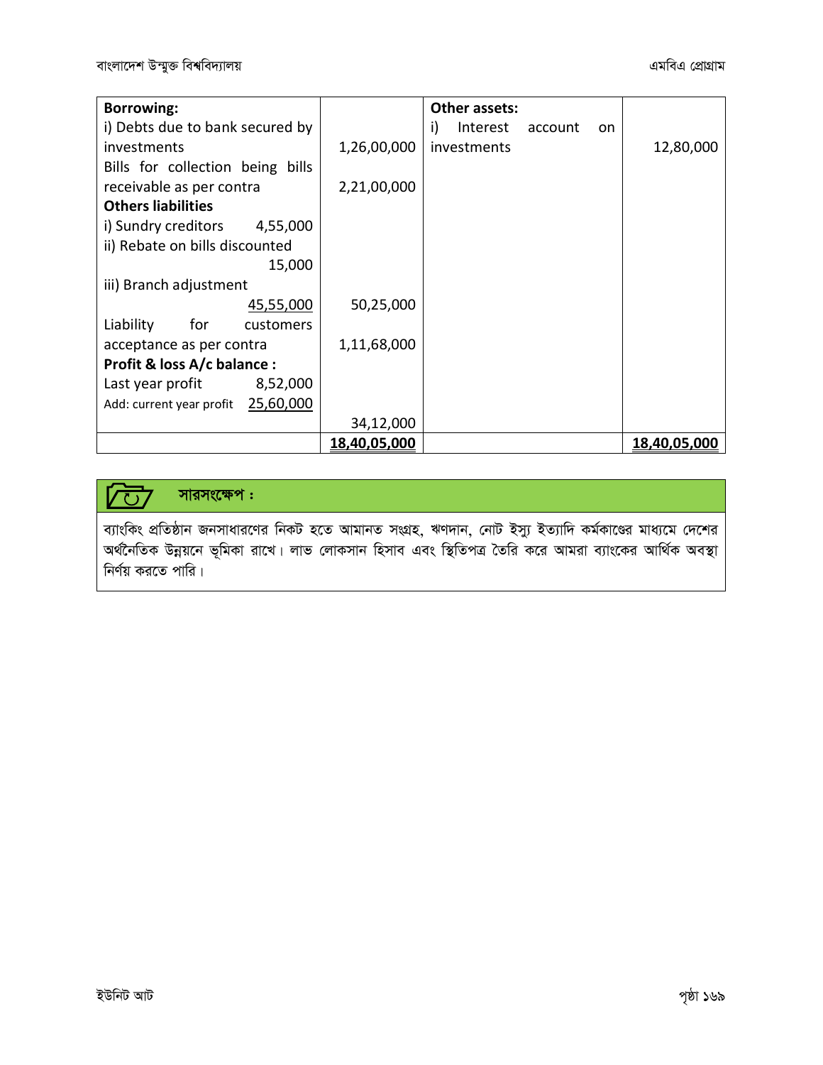| | | | |
|---|---|---|---|
| **Borrowing:** | | **Other assets:** | |
| i) Debts due to bank secured by investments | 1,26,00,000 | i) Interest account on investments | 12,80,000 |
| Bills for collection being bills receivable as per contra | 2,21,00,000 | | |
| **Others liabilities** | | | |
| i) Sundry creditors 4,55,000 | | | |
| ii) Rebate on bills discounted 15,000 | | | |
| iii) Branch adjustment 45,55,000 | 50,25,000 | | |
| Liability for customers acceptance as per contra | 1,11,68,000 | | |
| **Profit & loss A/c balance :** | | | |
| Last year profit 8,52,000 | | | |
| Add: current year profit 25,60,000 | | | |
| | 34,12,000 | | |
| | 18,40,05,000 | | 18,40,05,000 |

**সারসংক্ষেপ :**

ব্যাংকিং প্রতিষ্ঠান জনসাধারণের নিকট হতে আমানত সংগ্রহ, ঋণদান, নোট ইস্যু ইত্যাদি কর্মকাণ্ডের মাধ্যমে দেশের অর্থনৈতিক উন্নয়নে ভূমিকা রাখে। লাভ লোকসান হিসাব এবং স্থিতিপত্র তৈরি করে আমরা ব্যাংকের আর্থিক অবস্থা নির্ণয় করতে পারি।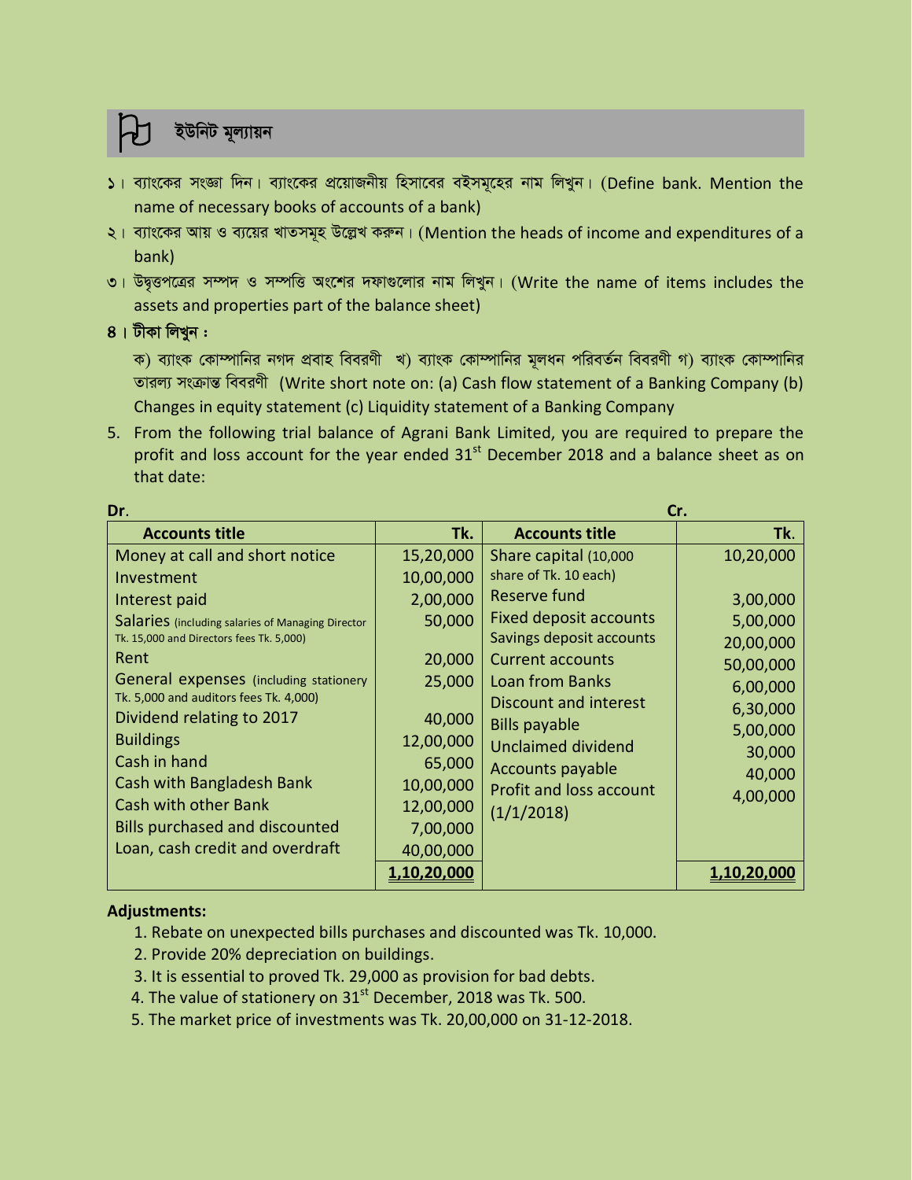## ইউনিট মূল্যায়ন

১। ব্যাংকের সংজ্ঞা দিন। ব্যাংকের প্রয়োজনীয় হিসাবের বইসমূহের নাম লিখুন। (Define bank. Mention the name of necessary books of accounts of a bank)

২। ব্যাংকের আয় ও ব্যয়ের খাতসমূহ উল্লেখ করুন। (Mention the heads of income and expenditures of a bank)

৩। উদ্বৃত্তপত্রের সম্পদ ও সম্পত্তি অংশের দফাগুলোর নাম লিখুন। (Write the name of items includes the assets and properties part of the balance sheet)

৪। টীকা লিখুন :

ক) ব্যাংক কোম্পানির নগদ প্রবাহ বিবরণী খ) ব্যাংক কোম্পানির মূলধন পরিবর্তন বিবরণী গ) ব্যাংক কোম্পানির তারল্য সংক্রান্ত বিবরণী (Write short note on: (a) Cash flow statement of a Banking Company (b) Changes in equity statement (c) Liquidity statement of a Banking Company

5. From the following trial balance of Agrani Bank Limited, you are required to prepare the profit and loss account for the year ended 31st December 2018 and a balance sheet as on that date:

**Dr.** **Cr.**

| Accounts title | Tk. | Accounts title | Tk. |
|---|---|---|---|
| Money at call and short notice | 15,20,000 | Share capital (10,000 share of Tk. 10 each) | 10,20,000 |
| Investment | 10,00,000 | Reserve fund | 3,00,000 |
| Interest paid | 2,00,000 | Fixed deposit accounts | 5,00,000 |
| Salaries (including salaries of Managing Director Tk. 15,000 and Directors fees Tk. 5,000) | 50,000 | Savings deposit accounts | 20,00,000 |
| Rent | 20,000 | Current accounts | 50,00,000 |
| General expenses (including stationery Tk. 5,000 and auditors fees Tk. 4,000) | 25,000 | Loan from Banks | 6,00,000 |
| Dividend relating to 2017 | 40,000 | Discount and interest | 6,30,000 |
| Buildings | 12,00,000 | Bills payable | 5,00,000 |
| Cash in hand | 65,000 | Unclaimed dividend | 30,000 |
| Cash with Bangladesh Bank | 10,00,000 | Accounts payable | 40,000 |
| Cash with other Bank | 12,00,000 | Profit and loss account (1/1/2018) | 4,00,000 |
| Bills purchased and discounted | 7,00,000 | | |
| Loan, cash credit and overdraft | 40,00,000 | | |
| | **1,10,20,000** | | **1,10,20,000** |

**Adjustments:**

1. Rebate on unexpected bills purchases and discounted was Tk. 10,000.
2. Provide 20% depreciation on buildings.
3. It is essential to proved Tk. 29,000 as provision for bad debts.
4. The value of stationery on 31st December, 2018 was Tk. 500.
5. The market price of investments was Tk. 20,00,000 on 31-12-2018.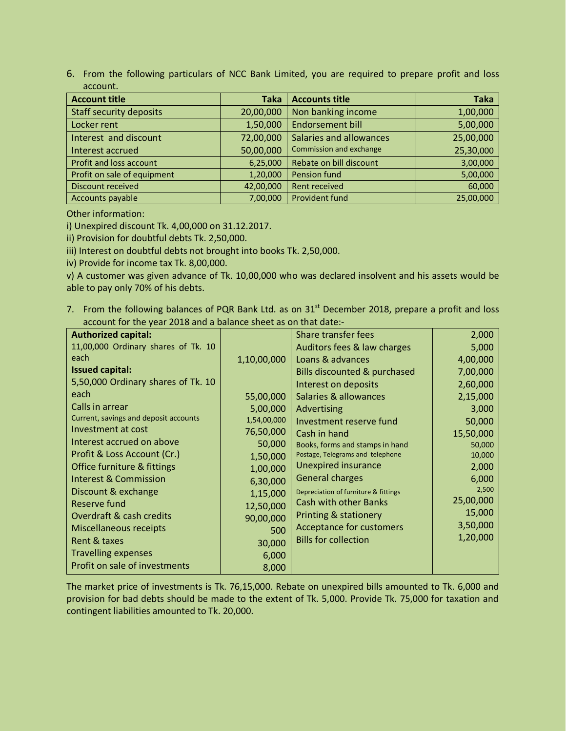6. From the following particulars of NCC Bank Limited, you are required to prepare profit and loss account.

| Account title | Taka | Accounts title | Taka |
|---|---|---|---|
| Staff security deposits | 20,00,000 | Non banking income | 1,00,000 |
| Locker rent | 1,50,000 | Endorsement bill | 5,00,000 |
| Interest and discount | 72,00,000 | Salaries and allowances | 25,00,000 |
| Interest accrued | 50,00,000 | Commission and exchange | 25,30,000 |
| Profit and loss account | 6,25,000 | Rebate on bill discount | 3,00,000 |
| Profit on sale of equipment | 1,20,000 | Pension fund | 5,00,000 |
| Discount received | 42,00,000 | Rent received | 60,000 |
| Accounts payable | 7,00,000 | Provident fund | 25,00,000 |

Other information:

i) Unexpired discount Tk. 4,00,000 on 31.12.2017.

ii) Provision for doubtful debts Tk. 2,50,000.

iii) Interest on doubtful debts not brought into books Tk. 2,50,000.

iv) Provide for income tax Tk. 8,00,000.

v) A customer was given advance of Tk. 10,00,000 who was declared insolvent and his assets would be able to pay only 70% of his debts.

7. From the following balances of PQR Bank Ltd. as on 31st December 2018, prepare a profit and loss account for the year 2018 and a balance sheet as on that date:-

| | | | |
|---|---|---|---|
| **Authorized capital:** | | Share transfer fees | 2,000 |
| 11,00,000 Ordinary shares of Tk. 10 each | 1,10,00,000 | Auditors fees & law charges | 5,000 |
| **Issued capital:** | | Loans & advances | 4,00,000 |
| 5,50,000 Ordinary shares of Tk. 10 each | 55,00,000 | Bills discounted & purchased | 7,00,000 |
| Calls in arrear | 5,00,000 | Interest on deposits | 2,60,000 |
| Current, savings and deposit accounts | 1,54,00,000 | Salaries & allowances | 2,15,000 |
| Investment at cost | 76,50,000 | Advertising | 3,000 |
| Interest accrued on above | 50,000 | Investment reserve fund | 50,000 |
| Profit & Loss Account (Cr.) | 1,50,000 | Cash in hand | 15,50,000 |
| Office furniture & fittings | 1,00,000 | Books, forms and stamps in hand | 50,000 |
| Interest & Commission | 6,30,000 | Postage, Telegrams and telephone | 10,000 |
| Discount & exchange | 1,15,000 | Unexpired insurance | 2,000 |
| Reserve fund | 12,50,000 | General charges | 6,000 |
| Overdraft & cash credits | 90,00,000 | Depreciation of furniture & fittings | 2,500 |
| Miscellaneous receipts | 500 | Cash with other Banks | 25,00,000 |
| Rent & taxes | 30,000 | Printing & stationery | 15,000 |
| Travelling expenses | 6,000 | Acceptance for customers | 3,50,000 |
| Profit on sale of investments | 8,000 | Bills for collection | 1,20,000 |

The market price of investments is Tk. 76,15,000. Rebate on unexpired bills amounted to Tk. 6,000 and provision for bad debts should be made to the extent of Tk. 5,000. Provide Tk. 75,000 for taxation and contingent liabilities amounted to Tk. 20,000.